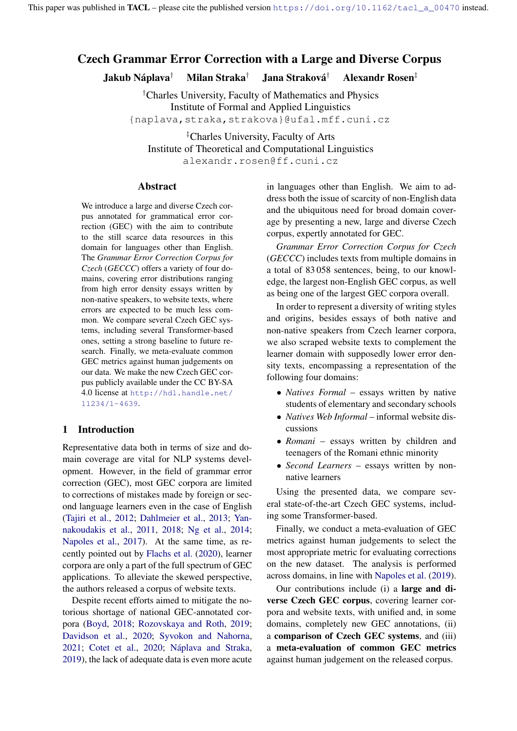This paper was published in **TACL** – please cite the published version https://doi.org/10.1162/tacl_a_00470 instead.

# Czech Grammar Error Correction with a Large and Diverse Corpus

**Jakub Náplava**[†] **Milan Straka**[†] **Jana Straková**[†] **Alexandr Rosen**[‡]

[†]Charles University, Faculty of Mathematics and Physics
Institute of Formal and Applied Linguistics
{naplava,straka,strakova}@ufal.mff.cuni.cz

[‡]Charles University, Faculty of Arts
Institute of Theoretical and Computational Linguistics
alexandr.rosen@ff.cuni.cz

## Abstract

We introduce a large and diverse Czech corpus annotated for grammatical error correction (GEC) with the aim to contribute to the still scarce data resources in this domain for languages other than English. The *Grammar Error Correction Corpus for Czech* (*GECCC*) offers a variety of four domains, covering error distributions ranging from high error density essays written by non-native speakers, to website texts, where errors are expected to be much less common. We compare several Czech GEC systems, including several Transformer-based ones, setting a strong baseline to future research. Finally, we meta-evaluate common GEC metrics against human judgements on our data. We make the new Czech GEC corpus publicly available under the CC BY-SA 4.0 license at http://hdl.handle.net/11234/1-4639.

## 1 Introduction

Representative data both in terms of size and domain coverage are vital for NLP systems development. However, in the field of grammar error correction (GEC), most GEC corpora are limited to corrections of mistakes made by foreign or second language learners even in the case of English (Tajiri et al., 2012; Dahlmeier et al., 2013; Yannakoudakis et al., 2011, 2018; Ng et al., 2014; Napoles et al., 2017). At the same time, as recently pointed out by Flachs et al. (2020), learner corpora are only a part of the full spectrum of GEC applications. To alleviate the skewed perspective, the authors released a corpus of website texts.

Despite recent efforts aimed to mitigate the notorious shortage of national GEC-annotated corpora (Boyd, 2018; Rozovskaya and Roth, 2019; Davidson et al., 2020; Syvokon and Nahorna, 2021; Cotet et al., 2020; Náplava and Straka, 2019), the lack of adequate data is even more acute in languages other than English. We aim to address both the issue of scarcity of non-English data and the ubiquitous need for broad domain coverage by presenting a new, large and diverse Czech corpus, expertly annotated for GEC.

*Grammar Error Correction Corpus for Czech* (*GECCC*) includes texts from multiple domains in a total of 83 058 sentences, being, to our knowledge, the largest non-English GEC corpus, as well as being one of the largest GEC corpora overall.

In order to represent a diversity of writing styles and origins, besides essays of both native and non-native speakers from Czech learner corpora, we also scraped website texts to complement the learner domain with supposedly lower error density texts, encompassing a representation of the following four domains:

- *Natives Formal* – essays written by native students of elementary and secondary schools
- *Natives Web Informal* – informal website discussions
- *Romani* – essays written by children and teenagers of the Romani ethnic minority
- *Second Learners* – essays written by non-native learners

Using the presented data, we compare several state-of-the-art Czech GEC systems, including some Transformer-based.

Finally, we conduct a meta-evaluation of GEC metrics against human judgements to select the most appropriate metric for evaluating corrections on the new dataset. The analysis is performed across domains, in line with Napoles et al. (2019).

Our contributions include (i) a **large and diverse Czech GEC corpus**, covering learner corpora and website texts, with unified and, in some domains, completely new GEC annotations, (ii) a **comparison of Czech GEC systems**, and (iii) a **meta-evaluation of common GEC metrics** against human judgement on the released corpus.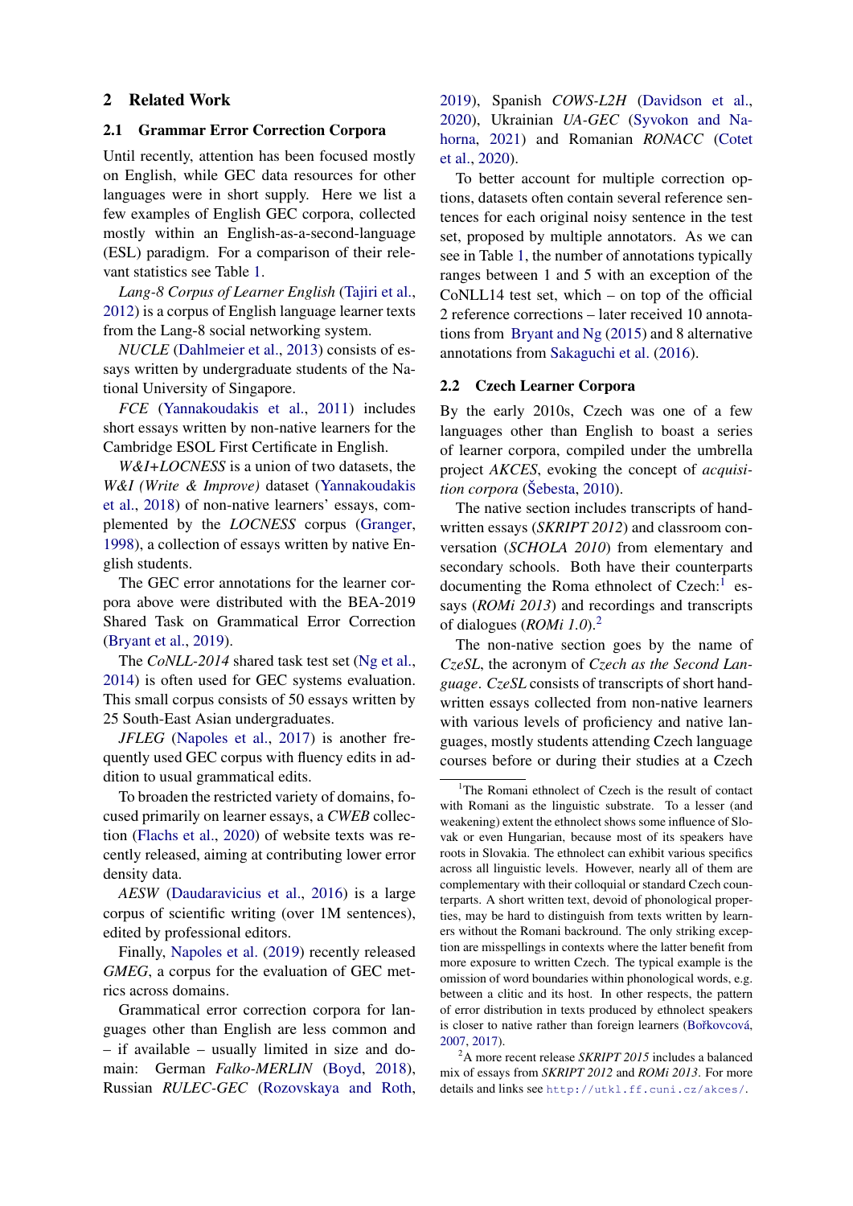## 2 Related Work

### 2.1 Grammar Error Correction Corpora

Until recently, attention has been focused mostly on English, while GEC data resources for other languages were in short supply. Here we list a few examples of English GEC corpora, collected mostly within an English-as-a-second-language (ESL) paradigm. For a comparison of their relevant statistics see Table 1.

*Lang-8 Corpus of Learner English* (Tajiri et al., 2012) is a corpus of English language learner texts from the Lang-8 social networking system.

*NUCLE* (Dahlmeier et al., 2013) consists of essays written by undergraduate students of the National University of Singapore.

*FCE* (Yannakoudakis et al., 2011) includes short essays written by non-native learners for the Cambridge ESOL First Certificate in English.

*W&I+LOCNESS* is a union of two datasets, the *W&I (Write & Improve)* dataset (Yannakoudakis et al., 2018) of non-native learners' essays, complemented by the *LOCNESS* corpus (Granger, 1998), a collection of essays written by native English students.

The GEC error annotations for the learner corpora above were distributed with the BEA-2019 Shared Task on Grammatical Error Correction (Bryant et al., 2019).

The *CoNLL-2014* shared task test set (Ng et al., 2014) is often used for GEC systems evaluation. This small corpus consists of 50 essays written by 25 South-East Asian undergraduates.

*JFLEG* (Napoles et al., 2017) is another frequently used GEC corpus with fluency edits in addition to usual grammatical edits.

To broaden the restricted variety of domains, focused primarily on learner essays, a *CWEB* collection (Flachs et al., 2020) of website texts was recently released, aiming at contributing lower error density data.

*AESW* (Daudaravicius et al., 2016) is a large corpus of scientific writing (over 1M sentences), edited by professional editors.

Finally, Napoles et al. (2019) recently released *GMEG*, a corpus for the evaluation of GEC metrics across domains.

Grammatical error correction corpora for languages other than English are less common and – if available – usually limited in size and domain: German *Falko-MERLIN* (Boyd, 2018), Russian *RULEC-GEC* (Rozovskaya and Roth, 2019), Spanish *COWS-L2H* (Davidson et al., 2020), Ukrainian *UA-GEC* (Syvokon and Nahorna, 2021) and Romanian *RONACC* (Cotet et al., 2020).

To better account for multiple correction options, datasets often contain several reference sentences for each original noisy sentence in the test set, proposed by multiple annotators. As we can see in Table 1, the number of annotations typically ranges between 1 and 5 with an exception of the CoNLL14 test set, which – on top of the official 2 reference corrections – later received 10 annotations from Bryant and Ng (2015) and 8 alternative annotations from Sakaguchi et al. (2016).

### 2.2 Czech Learner Corpora

By the early 2010s, Czech was one of a few languages other than English to boast a series of learner corpora, compiled under the umbrella project *AKCES*, evoking the concept of *acquisition corpora* (Šebesta, 2010).

The native section includes transcripts of handwritten essays (*SKRIPT 2012*) and classroom conversation (*SCHOLA 2010*) from elementary and secondary schools. Both have their counterparts documenting the Roma ethnolect of Czech:[1] essays (*ROMi 2013*) and recordings and transcripts of dialogues (*ROMi 1.0*).[2]

The non-native section goes by the name of *CzeSL*, the acronym of *Czech as the Second Language*. *CzeSL* consists of transcripts of short handwritten essays collected from non-native learners with various levels of proficiency and native languages, mostly students attending Czech language courses before or during their studies at a Czech

---

[1]The Romani ethnolect of Czech is the result of contact with Romani as the linguistic substrate. To a lesser (and weakening) extent the ethnolect shows some influence of Slovak or even Hungarian, because most of its speakers have roots in Slovakia. The ethnolect can exhibit various specifics across all linguistic levels. However, nearly all of them are complementary with their colloquial or standard Czech counterparts. A short written text, devoid of phonological properties, may be hard to distinguish from texts written by learners without the Romani backround. The only striking exception are misspellings in contexts where the latter benefit from more exposure to written Czech. The typical example is the omission of word boundaries within phonological words, e.g. between a clitic and its host. In other respects, the pattern of error distribution in texts produced by ethnolect speakers is closer to native rather than foreign learners (Bořkovcová, 2007, 2017).

[2]A more recent release *SKRIPT 2015* includes a balanced mix of essays from *SKRIPT 2012* and *ROMi 2013*. For more details and links see http://utkl.ff.cuni.cz/akces/.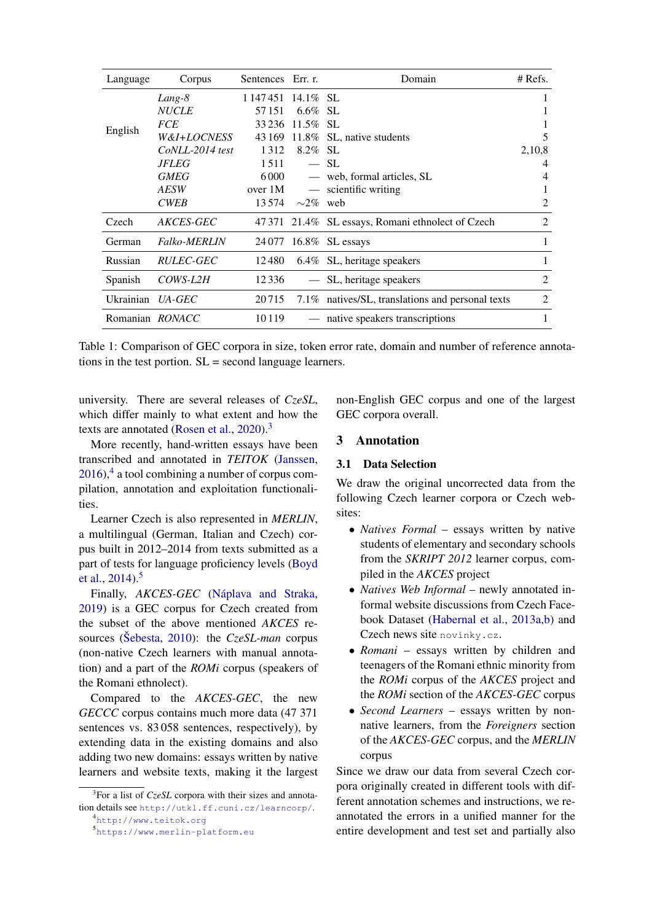| Language | Corpus | Sentences | Err. r. | Domain | # Refs. |
|---|---|---|---|---|---|
| English | *Lang-8* | 1 147 451 | 14.1% | SL | 1 |
| | *NUCLE* | 57 151 | 6.6% | SL | 1 |
| | *FCE* | 33 236 | 11.5% | SL | 1 |
| | *W&I+LOCNESS* | 43 169 | 11.8% | SL, native students | 5 |
| | *CoNLL-2014 test* | 1 312 | 8.2% | SL | 2,10,8 |
| | *JFLEG* | 1 511 | — | SL | 4 |
| | *GMEG* | 6 000 | — | web, formal articles, SL | 4 |
| | *AESW* | over 1M | — | scientific writing | 1 |
| | *CWEB* | 13 574 | ∼2% | web | 2 |
| Czech | *AKCES-GEC* | 47 371 | 21.4% | SL essays, Romani ethnolect of Czech | 2 |
| German | *Falko-MERLIN* | 24 077 | 16.8% | SL essays | 1 |
| Russian | *RULEC-GEC* | 12 480 | 6.4% | SL, heritage speakers | 1 |
| Spanish | *COWS-L2H* | 12 336 | — | SL, heritage speakers | 2 |
| Ukrainian | *UA-GEC* | 20 715 | 7.1% | natives/SL, translations and personal texts | 2 |
| Romanian | *RONACC* | 10 119 | — | native speakers transcriptions | 1 |

Table 1: Comparison of GEC corpora in size, token error rate, domain and number of reference annotations in the test portion. SL = second language learners.

university. There are several releases of *CzeSL*, which differ mainly to what extent and how the texts are annotated (Rosen et al., 2020).[3]

More recently, hand-written essays have been transcribed and annotated in *TEITOK* (Janssen, 2016),[4] a tool combining a number of corpus compilation, annotation and exploitation functionalities.

Learner Czech is also represented in *MERLIN*, a multilingual (German, Italian and Czech) corpus built in 2012–2014 from texts submitted as a part of tests for language proficiency levels (Boyd et al., 2014).[5]

Finally, *AKCES-GEC* (Náplava and Straka, 2019) is a GEC corpus for Czech created from the subset of the above mentioned *AKCES* resources (Šebesta, 2010): the *CzeSL-man* corpus (non-native Czech learners with manual annotation) and a part of the *ROMi* corpus (speakers of the Romani ethnolect).

Compared to the *AKCES-GEC*, the new *GECCC* corpus contains much more data (47 371 sentences vs. 83 058 sentences, respectively), by extending data in the existing domains and also adding two new domains: essays written by native learners and website texts, making it the largest non-English GEC corpus and one of the largest GEC corpora overall.

[3] For a list of *CzeSL* corpora with their sizes and annotation details see http://utkl.ff.cuni.cz/learncorp/.

[4] http://www.teitok.org

[5] https://www.merlin-platform.eu

## 3 Annotation

### 3.1 Data Selection

We draw the original uncorrected data from the following Czech learner corpora or Czech websites:

- *Natives Formal* – essays written by native students of elementary and secondary schools from the *SKRIPT 2012* learner corpus, compiled in the *AKCES* project
- *Natives Web Informal* – newly annotated informal website discussions from Czech Facebook Dataset (Habernal et al., 2013a,b) and Czech news site `novinky.cz`.
- *Romani* – essays written by children and teenagers of the Romani ethnic minority from the *ROMi* corpus of the *AKCES* project and the *ROMi* section of the *AKCES-GEC* corpus
- *Second Learners* – essays written by non-native learners, from the *Foreigners* section of the *AKCES-GEC* corpus, and the *MERLIN* corpus

Since we draw our data from several Czech corpora originally created in different tools with different annotation schemes and instructions, we re-annotated the errors in a unified manner for the entire development and test set and partially also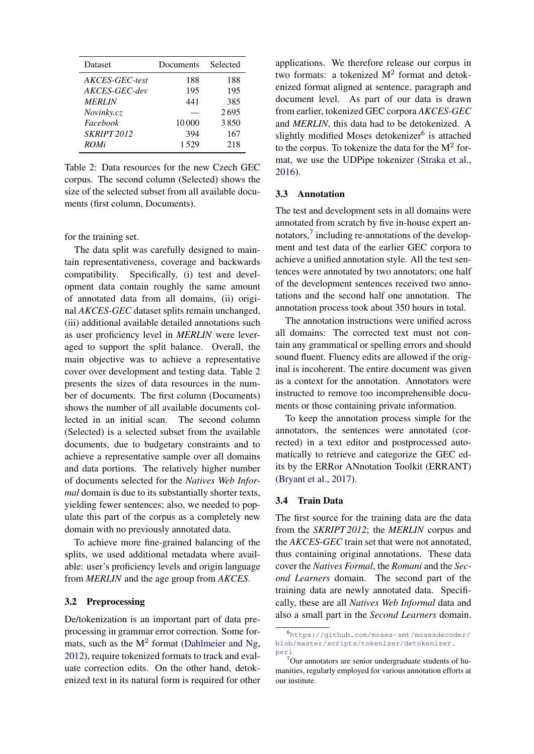| Dataset | Documents | Selected |
|---|---|---|
| *AKCES-GEC-test* | 188 | 188 |
| *AKCES-GEC-dev* | 195 | 195 |
| *MERLIN* | 441 | 385 |
| *Novinky.cz* | — | 2 695 |
| *Facebook* | 10 000 | 3 850 |
| *SKRIPT 2012* | 394 | 167 |
| *ROMi* | 1 529 | 218 |

Table 2: Data resources for the new Czech GEC corpus. The second column (Selected) shows the size of the selected subset from all available documents (first column, Documents).

for the training set.

The data split was carefully designed to maintain representativeness, coverage and backwards compatibility. Specifically, (i) test and development data contain roughly the same amount of annotated data from all domains, (ii) original *AKCES-GEC* dataset splits remain unchanged, (iii) additional available detailed annotations such as user proficiency level in *MERLIN* were leveraged to support the split balance. Overall, the main objective was to achieve a representative cover over development and testing data. Table 2 presents the sizes of data resources in the number of documents. The first column (Documents) shows the number of all available documents collected in an initial scan. The second column (Selected) is a selected subset from the available documents, due to budgetary constraints and to achieve a representative sample over all domains and data portions. The relatively higher number of documents selected for the *Natives Web Informal* domain is due to its substantially shorter texts, yielding fewer sentences; also, we needed to populate this part of the corpus as a completely new domain with no previously annotated data.

To achieve more fine-grained balancing of the splits, we used additional metadata where available: user's proficiency levels and origin language from *MERLIN* and the age group from *AKCES*.

### 3.2 Preprocessing

De/tokenization is an important part of data preprocessing in grammar error correction. Some formats, such as the M$^2$ format (Dahlmeier and Ng, 2012), require tokenized formats to track and evaluate correction edits. On the other hand, detokenized text in its natural form is required for other applications. We therefore release our corpus in two formats: a tokenized M$^2$ format and detokenized format aligned at sentence, paragraph and document level. As part of our data is drawn from earlier, tokenized GEC corpora *AKCES-GEC* and *MERLIN*, this data had to be detokenized. A slightly modified Moses detokenizer[6] is attached to the corpus. To tokenize the data for the M$^2$ format, we use the UDPipe tokenizer (Straka et al., 2016).

### 3.3 Annotation

The test and development sets in all domains were annotated from scratch by five in-house expert annotators,[7] including re-annotations of the development and test data of the earlier GEC corpora to achieve a unified annotation style. All the test sentences were annotated by two annotators; one half of the development sentences received two annotations and the second half one annotation. The annotation process took about 350 hours in total.

The annotation instructions were unified across all domains: The corrected text must not contain any grammatical or spelling errors and should sound fluent. Fluency edits are allowed if the original is incoherent. The entire document was given as a context for the annotation. Annotators were instructed to remove too incomprehensible documents or those containing private information.

To keep the annotation process simple for the annotators, the sentences were annotated (corrected) in a text editor and postprocessed automatically to retrieve and categorize the GEC edits by the ERRor ANnotation Toolkit (ERRANT) (Bryant et al., 2017).

### 3.4 Train Data

The first source for the training data are the data from the *SKRIPT 2012*; the *MERLIN* corpus and the *AKCES-GEC* train set that were not annotated, thus containing original annotations. These data cover the *Natives Formal*, the *Romani* and the *Second Learners* domain. The second part of the training data are newly annotated data. Specifically, these are all *Natives Web Informal* data and also a small part in the *Second Learners* domain.

[6] https://github.com/moses-smt/mosesdecoder/blob/master/scripts/tokenizer/detokenizer.perl

[7] Our annotators are senior undergraduate students of humanities, regularly employed for various annotation efforts at our institute.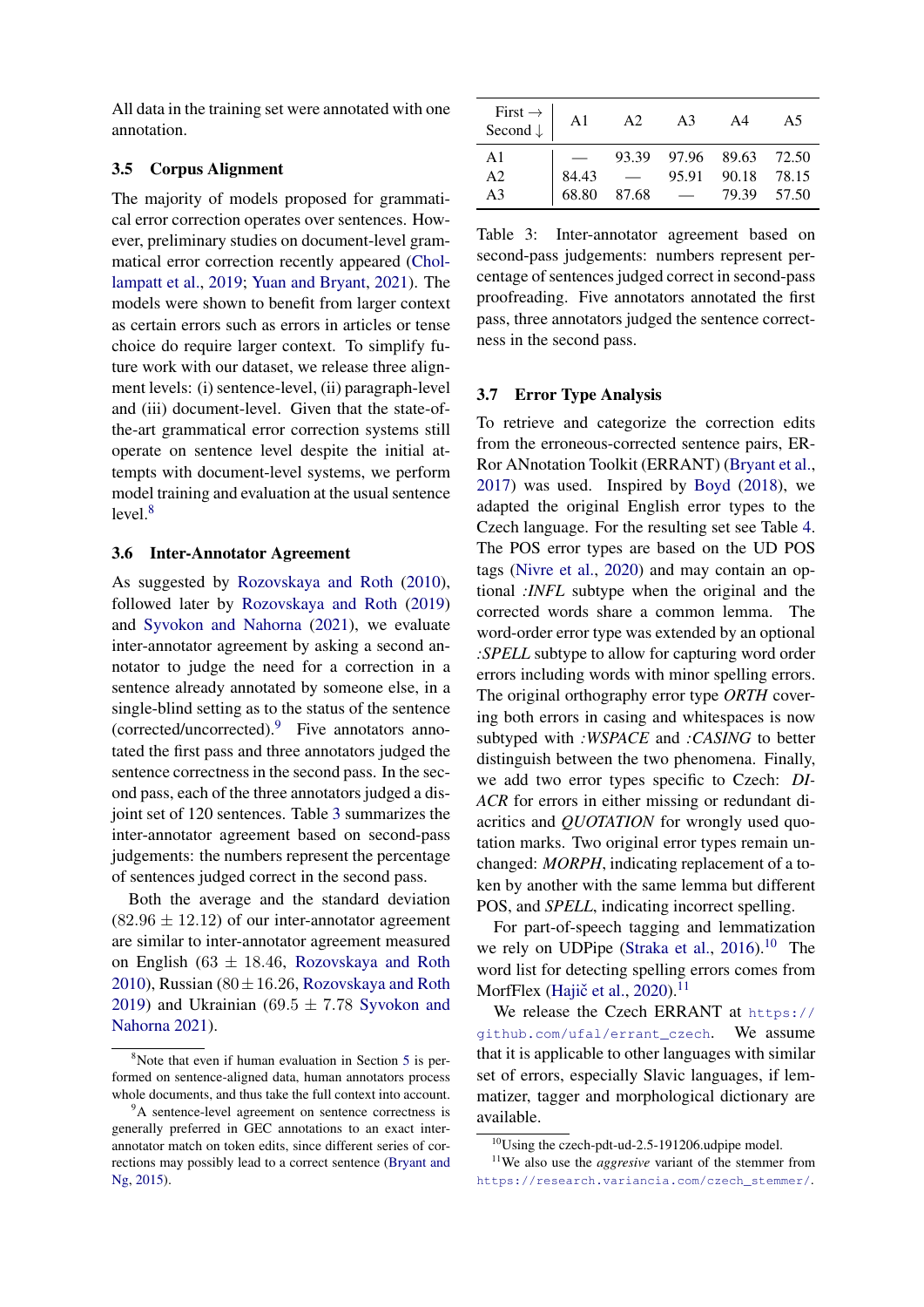All data in the training set were annotated with one annotation.

### 3.5 Corpus Alignment

The majority of models proposed for grammatical error correction operates over sentences. However, preliminary studies on document-level grammatical error correction recently appeared (Chollampatt et al., 2019; Yuan and Bryant, 2021). The models were shown to benefit from larger context as certain errors such as errors in articles or tense choice do require larger context. To simplify future work with our dataset, we release three alignment levels: (i) sentence-level, (ii) paragraph-level and (iii) document-level. Given that the state-of-the-art grammatical error correction systems still operate on sentence level despite the initial attempts with document-level systems, we perform model training and evaluation at the usual sentence level.[8]

### 3.6 Inter-Annotator Agreement

As suggested by Rozovskaya and Roth (2010), followed later by Rozovskaya and Roth (2019) and Syvokon and Nahorna (2021), we evaluate inter-annotator agreement by asking a second annotator to judge the need for a correction in a sentence already annotated by someone else, in a single-blind setting as to the status of the sentence (corrected/uncorrected).[9] Five annotators annotated the first pass and three annotators judged the sentence correctness in the second pass. In the second pass, each of the three annotators judged a disjoint set of 120 sentences. Table 3 summarizes the inter-annotator agreement based on second-pass judgements: the numbers represent the percentage of sentences judged correct in the second pass.

Both the average and the standard deviation ($82.96 \pm 12.12$) of our inter-annotator agreement are similar to inter-annotator agreement measured on English ($63 \pm 18.46$, Rozovskaya and Roth 2010), Russian ($80 \pm 16.26$, Rozovskaya and Roth 2019) and Ukrainian ($69.5 \pm 7.78$ Syvokon and Nahorna 2021).

| First → Second ↓ | A1 | A2 | A3 | A4 | A5 |
|---|---|---|---|---|---|
| A1 | — | 93.39 | 97.96 | 89.63 | 72.50 |
| A2 | 84.43 | — | 95.91 | 90.18 | 78.15 |
| A3 | 68.80 | 87.68 | — | 79.39 | 57.50 |

Table 3: Inter-annotator agreement based on second-pass judgements: numbers represent percentage of sentences judged correct in second-pass proofreading. Five annotators annotated the first pass, three annotators judged the sentence correctness in the second pass.

### 3.7 Error Type Analysis

To retrieve and categorize the correction edits from the erroneous-corrected sentence pairs, ERRor ANnotation Toolkit (ERRANT) (Bryant et al., 2017) was used. Inspired by Boyd (2018), we adapted the original English error types to the Czech language. For the resulting set see Table 4. The POS error types are based on the UD POS tags (Nivre et al., 2020) and may contain an optional *:INFL* subtype when the original and the corrected words share a common lemma. The word-order error type was extended by an optional *:SPELL* subtype to allow for capturing word order errors including words with minor spelling errors. The original orthography error type *ORTH* covering both errors in casing and whitespaces is now subtyped with *:WSPACE* and *:CASING* to better distinguish between the two phenomena. Finally, we add two error types specific to Czech: *DIACR* for errors in either missing or redundant diacritics and *QUOTATION* for wrongly used quotation marks. Two original error types remain unchanged: *MORPH*, indicating replacement of a token by another with the same lemma but different POS, and *SPELL*, indicating incorrect spelling.

For part-of-speech tagging and lemmatization we rely on UDPipe (Straka et al., 2016).[10] The word list for detecting spelling errors comes from MorfFlex (Hajič et al., 2020).[11]

We release the Czech ERRANT at https://github.com/ufal/errant_czech. We assume that it is applicable to other languages with similar set of errors, especially Slavic languages, if lemmatizer, tagger and morphological dictionary are available.

[8] Note that even if human evaluation in Section 5 is performed on sentence-aligned data, human annotators process whole documents, and thus take the full context into account.

[9] A sentence-level agreement on sentence correctness is generally preferred in GEC annotations to an exact inter-annotator match on token edits, since different series of corrections may possibly lead to a correct sentence (Bryant and Ng, 2015).

[10] Using the czech-pdt-ud-2.5-191206.udpipe model.

[11] We also use the *aggresive* variant of the stemmer from https://research.variancia.com/czech_stemmer/.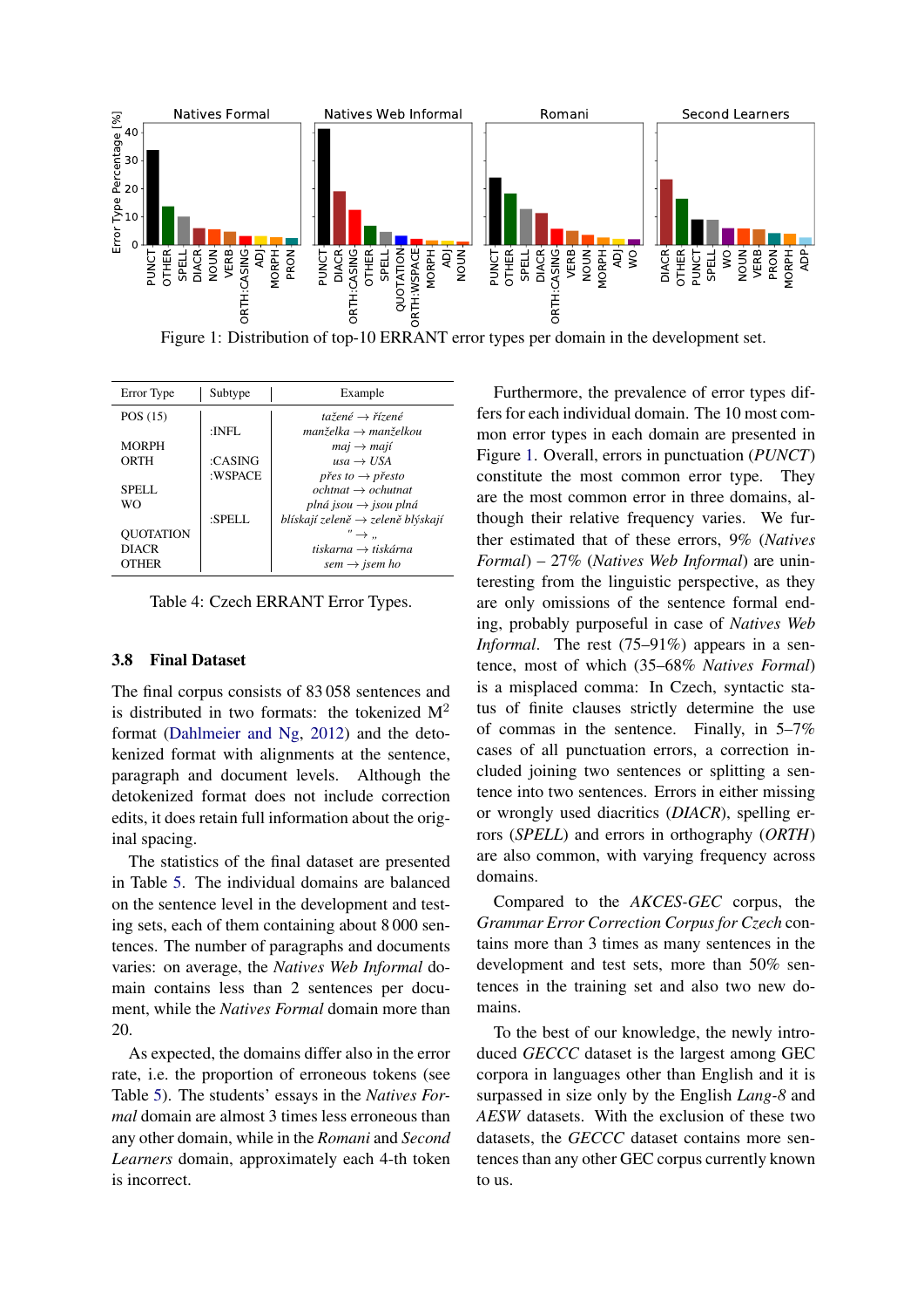Natives Formal

Natives Web Informal

Romani

Second Learners

Error Type Percentage [%]

40
30
20
10
0

PUNCT OTHER SPELL DIACR NOUN VERB ORTH:CASING ADJ MORPH PRON

PUNCT DIACR ORTH:CASING OTHER SPELL QUOTATION ORTH:WSPACE MORPH ADJ NOUN

PUNCT OTHER SPELL DIACR ORTH:CASING VERB NOUN MORPH ADJ WO

DIACR OTHER PUNCT SPELL WO NOUN VERB PRON MORPH ADP

Figure 1: Distribution of top-10 ERRANT error types per domain in the development set.

| Error Type | Subtype | Example |
|---|---|---|
| POS (15) | | *tažené → řízené* |
| | :INFL | *manželka → manželkou* |
| MORPH | | *maj → mají* |
| ORTH | :CASING | *usa → USA* |
| | :WSPACE | *přes to → přesto* |
| SPELL | | *ochtnat → ochutnat* |
| WO | | *plná jsou → jsou plná* |
| | :SPELL | *blískají zeleně → zeleně blýskají* |
| QUOTATION | | *" → „* |
| DIACR | | *tiskarna → tiskárna* |
| OTHER | | *sem → jsem ho* |

Table 4: Czech ERRANT Error Types.

### 3.8 Final Dataset

The final corpus consists of 83 058 sentences and is distributed in two formats: the tokenized $M^2$ format (Dahlmeier and Ng, 2012) and the detokenized format with alignments at the sentence, paragraph and document levels. Although the detokenized format does not include correction edits, it does retain full information about the original spacing.

The statistics of the final dataset are presented in Table 5. The individual domains are balanced on the sentence level in the development and testing sets, each of them containing about 8 000 sentences. The number of paragraphs and documents varies: on average, the *Natives Web Informal* domain contains less than 2 sentences per document, while the *Natives Formal* domain more than 20.

As expected, the domains differ also in the error rate, i.e. the proportion of erroneous tokens (see Table 5). The students' essays in the *Natives Formal* domain are almost 3 times less erroneous than any other domain, while in the *Romani* and *Second Learners* domain, approximately each 4-th token is incorrect.

Furthermore, the prevalence of error types differs for each individual domain. The 10 most common error types in each domain are presented in Figure 1. Overall, errors in punctuation (*PUNCT*) constitute the most common error type. They are the most common error in three domains, although their relative frequency varies. We further estimated that of these errors, 9% (*Natives Formal*) – 27% (*Natives Web Informal*) are uninteresting from the linguistic perspective, as they are only omissions of the sentence formal ending, probably purposeful in case of *Natives Web Informal*. The rest (75–91%) appears in a sentence, most of which (35–68% *Natives Formal*) is a misplaced comma: In Czech, syntactic status of finite clauses strictly determine the use of commas in the sentence. Finally, in 5–7% cases of all punctuation errors, a correction included joining two sentences or splitting a sentence into two sentences. Errors in either missing or wrongly used diacritics (*DIACR*), spelling errors (*SPELL*) and errors in orthography (*ORTH*) are also common, with varying frequency across domains.

Compared to the *AKCES-GEC* corpus, the *Grammar Error Correction Corpus for Czech* contains more than 3 times as many sentences in the development and test sets, more than 50% sentences in the training set and also two new domains.

To the best of our knowledge, the newly introduced *GECCC* dataset is the largest among GEC corpora in languages other than English and it is surpassed in size only by the English *Lang-8* and *AESW* datasets. With the exclusion of these two datasets, the *GECCC* dataset contains more sentences than any other GEC corpus currently known to us.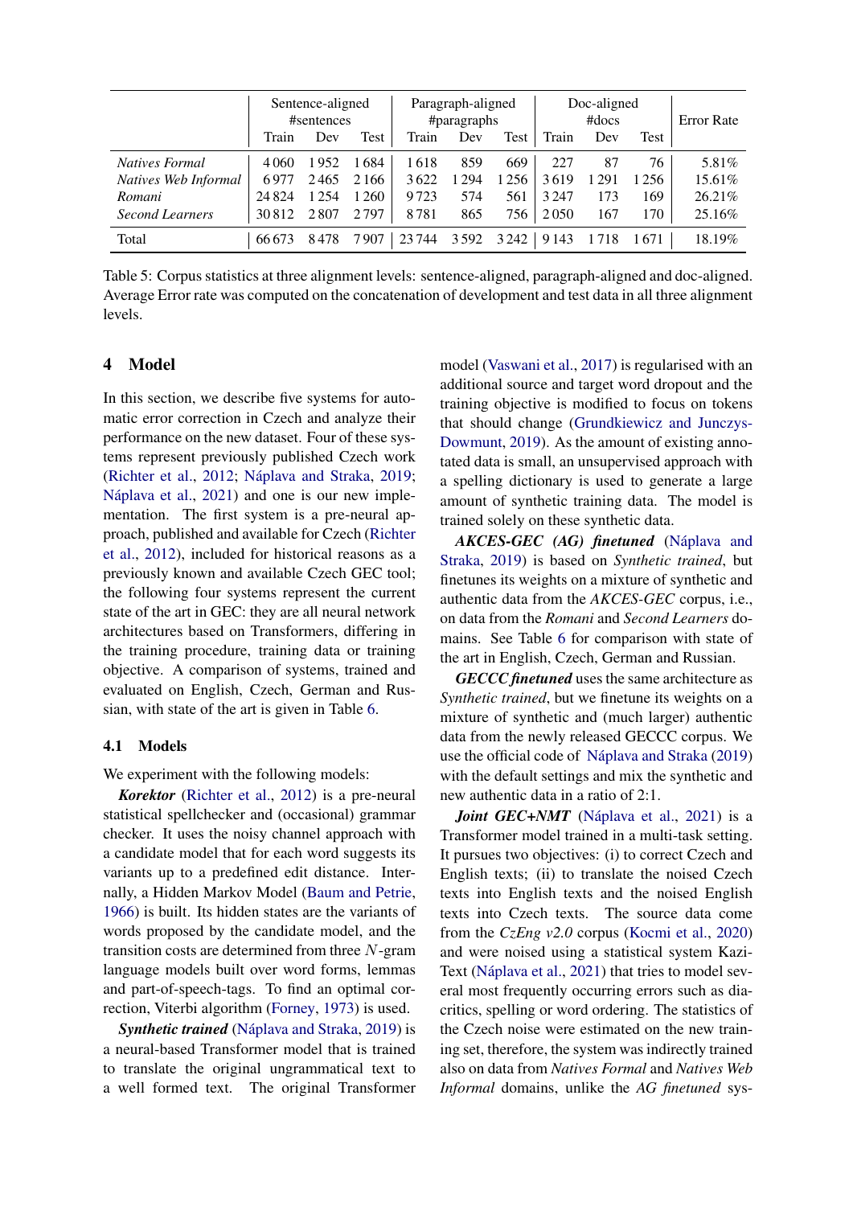| | Sentence-aligned #sentences | | | Paragraph-aligned #paragraphs | | | Doc-aligned #docs | | | Error Rate |
|---|---|---|---|---|---|---|---|---|---|---|
| | Train | Dev | Test | Train | Dev | Test | Train | Dev | Test | |
| *Natives Formal* | 4 060 | 1 952 | 1 684 | 1 618 | 859 | 669 | 227 | 87 | 76 | 5.81% |
| *Natives Web Informal* | 6 977 | 2 465 | 2 166 | 3 622 | 1 294 | 1 256 | 3 619 | 1 291 | 1 256 | 15.61% |
| *Romani* | 24 824 | 1 254 | 1 260 | 9 723 | 574 | 561 | 3 247 | 173 | 169 | 26.21% |
| *Second Learners* | 30 812 | 2 807 | 2 797 | 8 781 | 865 | 756 | 2 050 | 167 | 170 | 25.16% |
| Total | 66 673 | 8 478 | 7 907 | 23 744 | 3 592 | 3 242 | 9 143 | 1 718 | 1 671 | 18.19% |

Table 5: Corpus statistics at three alignment levels: sentence-aligned, paragraph-aligned and doc-aligned. Average Error rate was computed on the concatenation of development and test data in all three alignment levels.

## 4 Model

In this section, we describe five systems for automatic error correction in Czech and analyze their performance on the new dataset. Four of these systems represent previously published Czech work (Richter et al., 2012; Náplava and Straka, 2019; Náplava et al., 2021) and one is our new implementation. The first system is a pre-neural approach, published and available for Czech (Richter et al., 2012), included for historical reasons as a previously known and available Czech GEC tool; the following four systems represent the current state of the art in GEC: they are all neural network architectures based on Transformers, differing in the training procedure, training data or training objective. A comparison of systems, trained and evaluated on English, Czech, German and Russian, with state of the art is given in Table 6.

### 4.1 Models

We experiment with the following models:

***Korektor*** (Richter et al., 2012) is a pre-neural statistical spellchecker and (occasional) grammar checker. It uses the noisy channel approach with a candidate model that for each word suggests its variants up to a predefined edit distance. Internally, a Hidden Markov Model (Baum and Petrie, 1966) is built. Its hidden states are the variants of words proposed by the candidate model, and the transition costs are determined from three $N$-gram language models built over word forms, lemmas and part-of-speech-tags. To find an optimal correction, Viterbi algorithm (Forney, 1973) is used.

***Synthetic trained*** (Náplava and Straka, 2019) is a neural-based Transformer model that is trained to translate the original ungrammatical text to a well formed text. The original Transformer model (Vaswani et al., 2017) is regularised with an additional source and target word dropout and the training objective is modified to focus on tokens that should change (Grundkiewicz and Junczys-Dowmunt, 2019). As the amount of existing annotated data is small, an unsupervised approach with a spelling dictionary is used to generate a large amount of synthetic training data. The model is trained solely on these synthetic data.

***AKCES-GEC (AG) finetuned*** (Náplava and Straka, 2019) is based on *Synthetic trained*, but finetunes its weights on a mixture of synthetic and authentic data from the *AKCES-GEC* corpus, i.e., on data from the *Romani* and *Second Learners* domains. See Table 6 for comparison with state of the art in English, Czech, German and Russian.

***GECCC finetuned*** uses the same architecture as *Synthetic trained*, but we finetune its weights on a mixture of synthetic and (much larger) authentic data from the newly released GECCC corpus. We use the official code of Náplava and Straka (2019) with the default settings and mix the synthetic and new authentic data in a ratio of 2:1.

***Joint GEC+NMT*** (Náplava et al., 2021) is a Transformer model trained in a multi-task setting. It pursues two objectives: (i) to correct Czech and English texts; (ii) to translate the noised Czech texts into English texts and the noised English texts into Czech texts. The source data come from the *CzEng v2.0* corpus (Kocmi et al., 2020) and were noised using a statistical system KaziText (Náplava et al., 2021) that tries to model several most frequently occurring errors such as diacritics, spelling or word ordering. The statistics of the Czech noise were estimated on the new training set, therefore, the system was indirectly trained also on data from *Natives Formal* and *Natives Web Informal* domains, unlike the *AG finetuned* sys-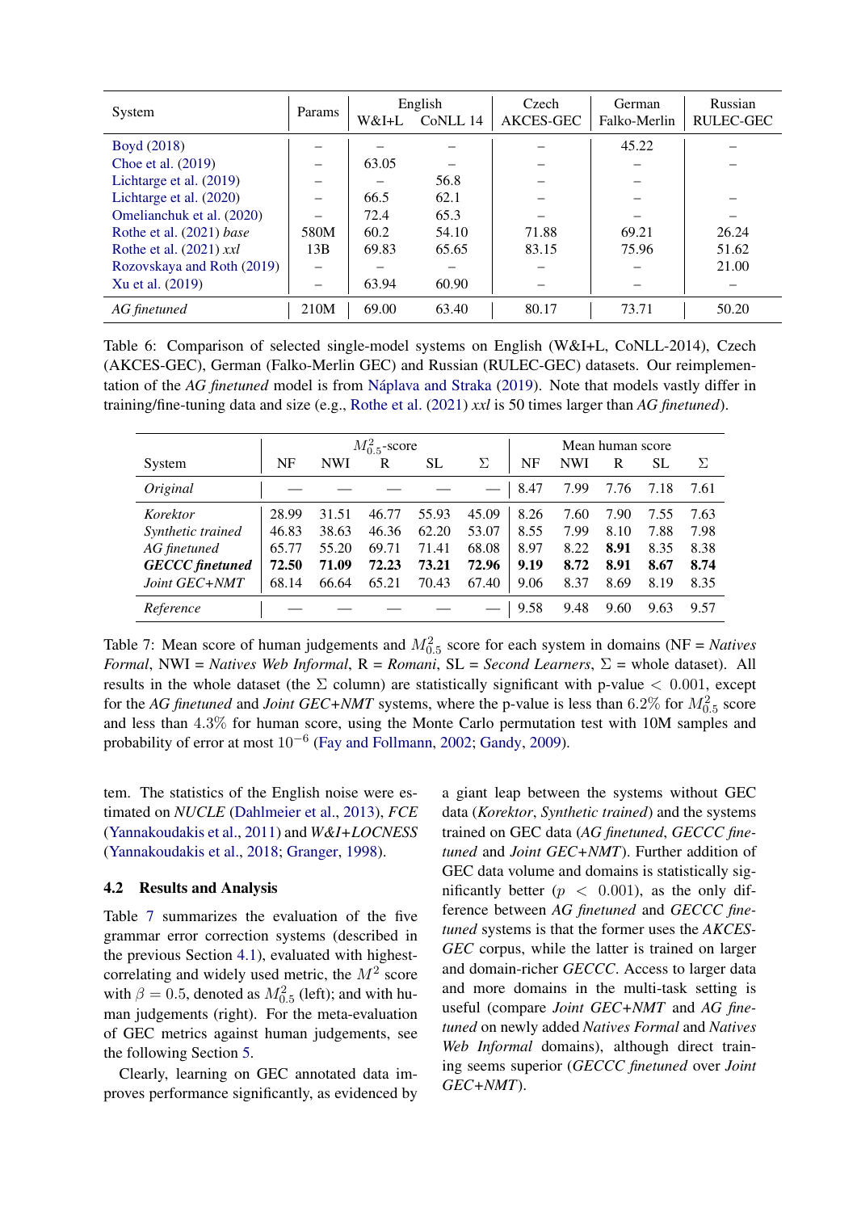| System | Params | English | | Czech | German | Russian |
|---|---|---|---|---|---|---|
| | | W&I+L | CoNLL 14 | AKCES-GEC | Falko-Merlin | RULEC-GEC |
| Boyd (2018) | – | – | – | – | 45.22 | – |
| Choe et al. (2019) | – | 63.05 | – | – | – | – |
| Lichtarge et al. (2019) | – | – | 56.8 | – | – | |
| Lichtarge et al. (2020) | – | 66.5 | 62.1 | – | – | – |
| Omelianchuk et al. (2020) | – | 72.4 | 65.3 | – | – | – |
| Rothe et al. (2021) *base* | 580M | 60.2 | 54.10 | 71.88 | 69.21 | 26.24 |
| Rothe et al. (2021) *xxl* | 13B | 69.83 | 65.65 | 83.15 | 75.96 | 51.62 |
| Rozovskaya and Roth (2019) | – | – | – | – | – | 21.00 |
| Xu et al. (2019) | – | 63.94 | 60.90 | – | – | – |
| *AG finetuned* | 210M | 69.00 | 63.40 | 80.17 | 73.71 | 50.20 |

Table 6: Comparison of selected single-model systems on English (W&I+L, CoNLL-2014), Czech (AKCES-GEC), German (Falko-Merlin GEC) and Russian (RULEC-GEC) datasets. Our reimplementation of the *AG finetuned* model is from Náplava and Straka (2019). Note that models vastly differ in training/fine-tuning data and size (e.g., Rothe et al. (2021) *xxl* is 50 times larger than *AG finetuned*).

| System | $M^2_{0.5}$-score | | | | | Mean human score | | | | |
|---|---|---|---|---|---|---|---|---|---|---|
| | NF | NWI | R | SL | Σ | NF | NWI | R | SL | Σ |
| *Original* | — | — | — | — | — | 8.47 | 7.99 | 7.76 | 7.18 | 7.61 |
| *Korektor* | 28.99 | 31.51 | 46.77 | 55.93 | 45.09 | 8.26 | 7.60 | 7.90 | 7.55 | 7.63 |
| *Synthetic trained* | 46.83 | 38.63 | 46.36 | 62.20 | 53.07 | 8.55 | 7.99 | 8.10 | 7.88 | 7.98 |
| *AG finetuned* | 65.77 | 55.20 | 69.71 | 71.41 | 68.08 | 8.97 | 8.22 | **8.91** | 8.35 | 8.38 |
| ***GECCC finetuned*** | **72.50** | **71.09** | **72.23** | **73.21** | **72.96** | **9.19** | **8.72** | **8.91** | **8.67** | **8.74** |
| *Joint GEC+NMT* | 68.14 | 66.64 | 65.21 | 70.43 | 67.40 | 9.06 | 8.37 | 8.69 | 8.19 | 8.35 |
| *Reference* | — | — | — | — | — | 9.58 | 9.48 | 9.60 | 9.63 | 9.57 |

Table 7: Mean score of human judgements and $M^2_{0.5}$ score for each system in domains (NF = *Natives Formal*, NWI = *Natives Web Informal*, R = *Romani*, SL = *Second Learners*, Σ = whole dataset). All results in the whole dataset (the Σ column) are statistically significant with p-value $< 0.001$, except for the *AG finetuned* and *Joint GEC+NMT* systems, where the p-value is less than $6.2\%$ for $M^2_{0.5}$ score and less than $4.3\%$ for human score, using the Monte Carlo permutation test with 10M samples and probability of error at most $10^{-6}$ (Fay and Follmann, 2002; Gandy, 2009).

tem. The statistics of the English noise were estimated on *NUCLE* (Dahlmeier et al., 2013), *FCE* (Yannakoudakis et al., 2011) and *W&I+LOCNESS* (Yannakoudakis et al., 2018; Granger, 1998).

### 4.2 Results and Analysis

Table 7 summarizes the evaluation of the five grammar error correction systems (described in the previous Section 4.1), evaluated with highest-correlating and widely used metric, the $M^2$ score with $\beta = 0.5$, denoted as $M^2_{0.5}$ (left); and with human judgements (right). For the meta-evaluation of GEC metrics against human judgements, see the following Section 5.

Clearly, learning on GEC annotated data improves performance significantly, as evidenced by a giant leap between the systems without GEC data (*Korektor*, *Synthetic trained*) and the systems trained on GEC data (*AG finetuned*, *GECCC finetuned* and *Joint GEC+NMT*). Further addition of GEC data volume and domains is statistically significantly better ($p < 0.001$), as the only difference between *AG finetuned* and *GECCC finetuned* systems is that the former uses the *AKCES-GEC* corpus, while the latter is trained on larger and domain-richer *GECCC*. Access to larger data and more domains in the multi-task setting is useful (compare *Joint GEC+NMT* and *AG finetuned* on newly added *Natives Formal* and *Natives Web Informal* domains), although direct training seems superior (*GECCC finetuned* over *Joint GEC+NMT*).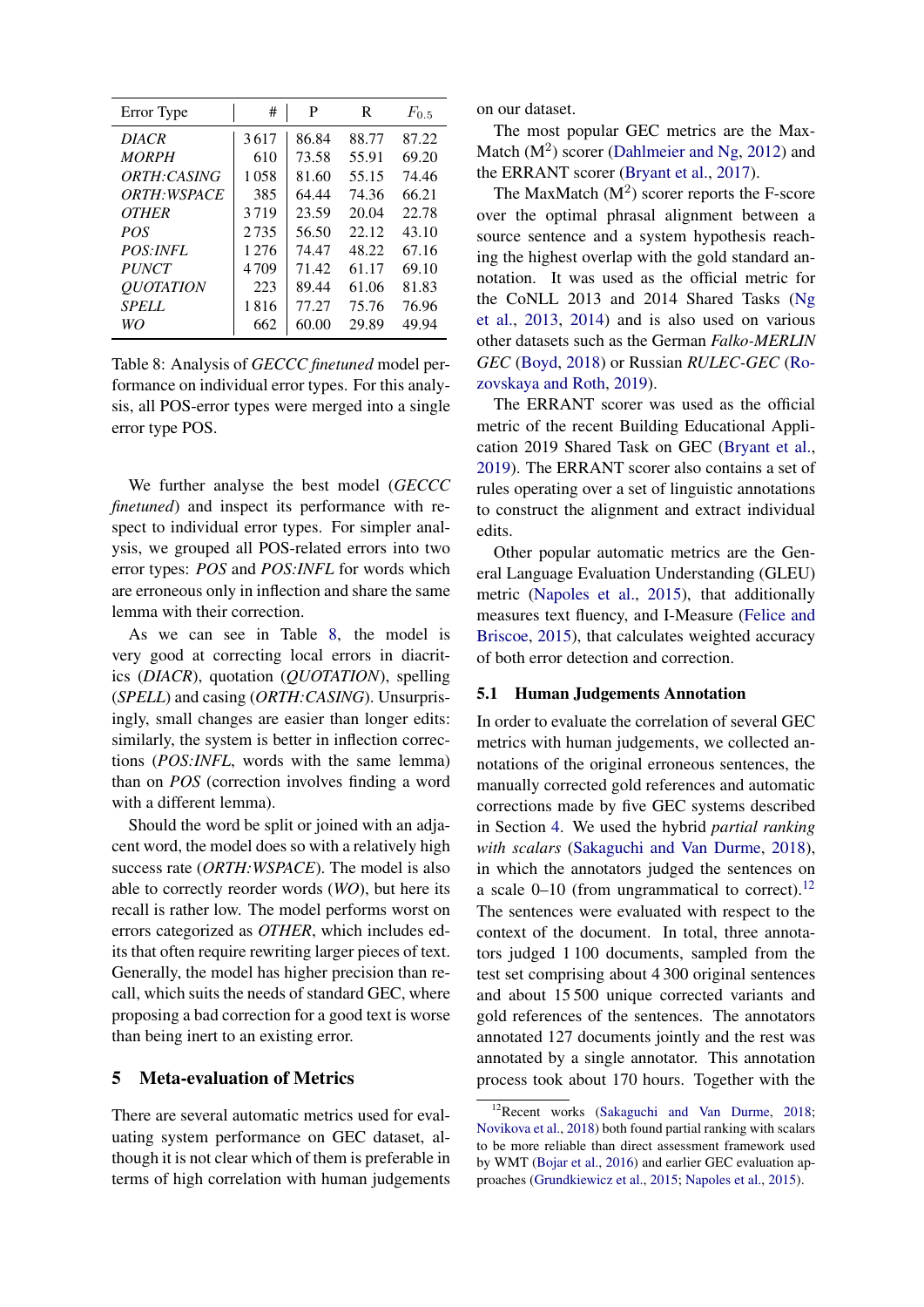| Error Type | # | P | R | $F_{0.5}$ |
|---|---|---|---|---|
| *DIACR* | 3 617 | 86.84 | 88.77 | 87.22 |
| *MORPH* | 610 | 73.58 | 55.91 | 69.20 |
| *ORTH:CASING* | 1 058 | 81.60 | 55.15 | 74.46 |
| *ORTH:WSPACE* | 385 | 64.44 | 74.36 | 66.21 |
| *OTHER* | 3 719 | 23.59 | 20.04 | 22.78 |
| *POS* | 2 735 | 56.50 | 22.12 | 43.10 |
| *POS:INFL* | 1 276 | 74.47 | 48.22 | 67.16 |
| *PUNCT* | 4 709 | 71.42 | 61.17 | 69.10 |
| *QUOTATION* | 223 | 89.44 | 61.06 | 81.83 |
| *SPELL* | 1 816 | 77.27 | 75.76 | 76.96 |
| *WO* | 662 | 60.00 | 29.89 | 49.94 |

Table 8: Analysis of *GECCC finetuned* model performance on individual error types. For this analysis, all POS-error types were merged into a single error type POS.

We further analyse the best model (*GECCC finetuned*) and inspect its performance with respect to individual error types. For simpler analysis, we grouped all POS-related errors into two error types: *POS* and *POS:INFL* for words which are erroneous only in inflection and share the same lemma with their correction.

As we can see in Table 8, the model is very good at correcting local errors in diacritics (*DIACR*), quotation (*QUOTATION*), spelling (*SPELL*) and casing (*ORTH:CASING*). Unsurprisingly, small changes are easier than longer edits: similarly, the system is better in inflection corrections (*POS:INFL*, words with the same lemma) than on *POS* (correction involves finding a word with a different lemma).

Should the word be split or joined with an adjacent word, the model does so with a relatively high success rate (*ORTH:WSPACE*). The model is also able to correctly reorder words (*WO*), but here its recall is rather low. The model performs worst on errors categorized as *OTHER*, which includes edits that often require rewriting larger pieces of text. Generally, the model has higher precision than recall, which suits the needs of standard GEC, where proposing a bad correction for a good text is worse than being inert to an existing error.

## 5 Meta-evaluation of Metrics

There are several automatic metrics used for evaluating system performance on GEC dataset, although it is not clear which of them is preferable in terms of high correlation with human judgements on our dataset.

The most popular GEC metrics are the MaxMatch ($M^2$) scorer (Dahlmeier and Ng, 2012) and the ERRANT scorer (Bryant et al., 2017).

The MaxMatch ($M^2$) scorer reports the F-score over the optimal phrasal alignment between a source sentence and a system hypothesis reaching the highest overlap with the gold standard annotation. It was used as the official metric for the CoNLL 2013 and 2014 Shared Tasks (Ng et al., 2013, 2014) and is also used on various other datasets such as the German *Falko-MERLIN GEC* (Boyd, 2018) or Russian *RULEC-GEC* (Rozovskaya and Roth, 2019).

The ERRANT scorer was used as the official metric of the recent Building Educational Application 2019 Shared Task on GEC (Bryant et al., 2019). The ERRANT scorer also contains a set of rules operating over a set of linguistic annotations to construct the alignment and extract individual edits.

Other popular automatic metrics are the General Language Evaluation Understanding (GLEU) metric (Napoles et al., 2015), that additionally measures text fluency, and I-Measure (Felice and Briscoe, 2015), that calculates weighted accuracy of both error detection and correction.

### 5.1 Human Judgements Annotation

In order to evaluate the correlation of several GEC metrics with human judgements, we collected annotations of the original erroneous sentences, the manually corrected gold references and automatic corrections made by five GEC systems described in Section 4. We used the hybrid *partial ranking with scalars* (Sakaguchi and Van Durme, 2018), in which the annotators judged the sentences on a scale 0–10 (from ungrammatical to correct).[12] The sentences were evaluated with respect to the context of the document. In total, three annotators judged 1 100 documents, sampled from the test set comprising about 4 300 original sentences and about 15 500 unique corrected variants and gold references of the sentences. The annotators annotated 127 documents jointly and the rest was annotated by a single annotator. This annotation process took about 170 hours. Together with the

[12] Recent works (Sakaguchi and Van Durme, 2018; Novikova et al., 2018) both found partial ranking with scalars to be more reliable than direct assessment framework used by WMT (Bojar et al., 2016) and earlier GEC evaluation approaches (Grundkiewicz et al., 2015; Napoles et al., 2015).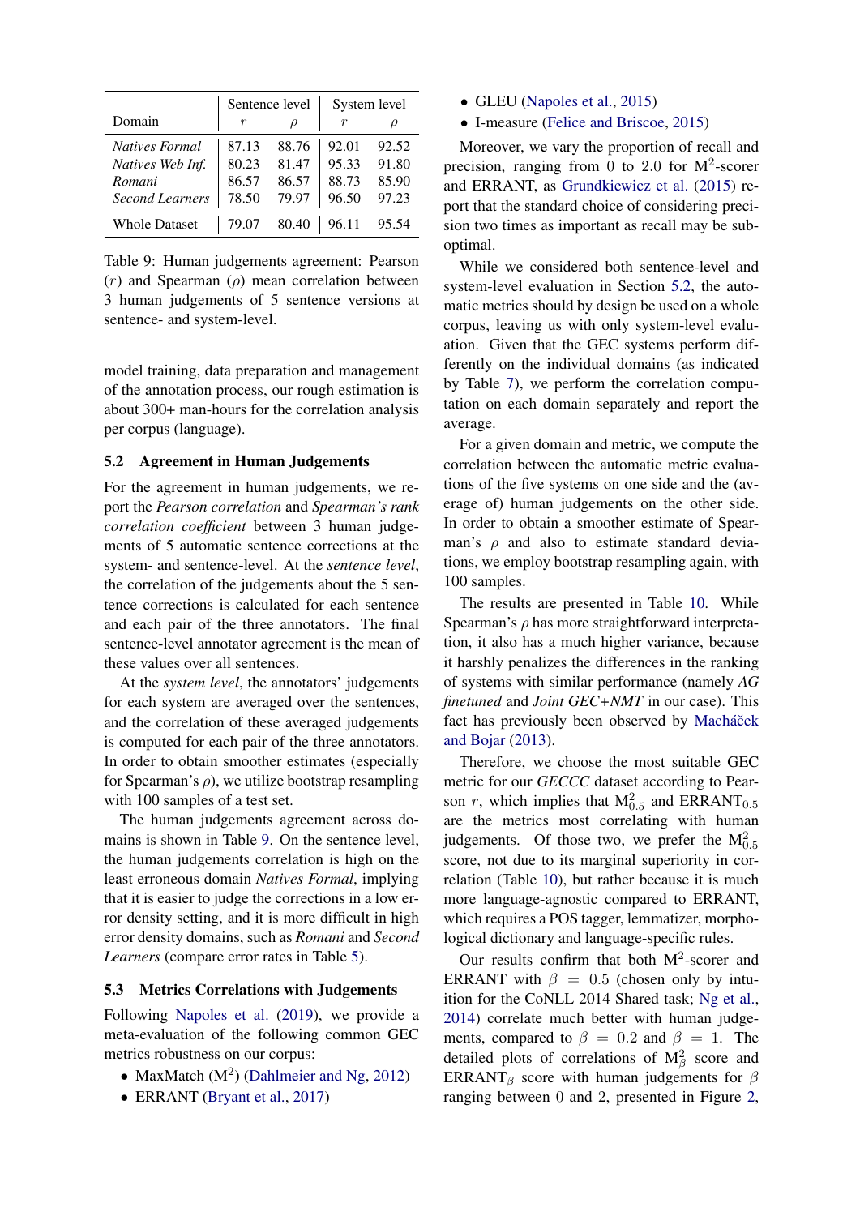| Domain | Sentence level | | System level | |
|---|---|---|---|---|
| | $r$ | $\rho$ | $r$ | $\rho$ |
| *Natives Formal* | 87.13 | 88.76 | 92.01 | 92.52 |
| *Natives Web Inf.* | 80.23 | 81.47 | 95.33 | 91.80 |
| *Romani* | 86.57 | 86.57 | 88.73 | 85.90 |
| *Second Learners* | 78.50 | 79.97 | 96.50 | 97.23 |
| Whole Dataset | 79.07 | 80.40 | 96.11 | 95.54 |

Table 9: Human judgements agreement: Pearson ($r$) and Spearman ($\rho$) mean correlation between 3 human judgements of 5 sentence versions at sentence- and system-level.

model training, data preparation and management of the annotation process, our rough estimation is about 300+ man-hours for the correlation analysis per corpus (language).

### 5.2 Agreement in Human Judgements

For the agreement in human judgements, we report the *Pearson correlation* and *Spearman's rank correlation coefficient* between 3 human judgements of 5 automatic sentence corrections at the system- and sentence-level. At the *sentence level*, the correlation of the judgements about the 5 sentence corrections is calculated for each sentence and each pair of the three annotators. The final sentence-level annotator agreement is the mean of these values over all sentences.

At the *system level*, the annotators' judgements for each system are averaged over the sentences, and the correlation of these averaged judgements is computed for each pair of the three annotators. In order to obtain smoother estimates (especially for Spearman's $\rho$), we utilize bootstrap resampling with 100 samples of a test set.

The human judgements agreement across domains is shown in Table 9. On the sentence level, the human judgements correlation is high on the least erroneous domain *Natives Formal*, implying that it is easier to judge the corrections in a low error density setting, and it is more difficult in high error density domains, such as *Romani* and *Second Learners* (compare error rates in Table 5).

### 5.3 Metrics Correlations with Judgements

Following Napoles et al. (2019), we provide a meta-evaluation of the following common GEC metrics robustness on our corpus:

- MaxMatch ($M^2$) (Dahlmeier and Ng, 2012)
- ERRANT (Bryant et al., 2017)
- GLEU (Napoles et al., 2015)
- I-measure (Felice and Briscoe, 2015)

Moreover, we vary the proportion of recall and precision, ranging from 0 to 2.0 for $M^2$-scorer and ERRANT, as Grundkiewicz et al. (2015) report that the standard choice of considering precision two times as important as recall may be suboptimal.

While we considered both sentence-level and system-level evaluation in Section 5.2, the automatic metrics should by design be used on a whole corpus, leaving us with only system-level evaluation. Given that the GEC systems perform differently on the individual domains (as indicated by Table 7), we perform the correlation computation on each domain separately and report the average.

For a given domain and metric, we compute the correlation between the automatic metric evaluations of the five systems on one side and the (average of) human judgements on the other side. In order to obtain a smoother estimate of Spearman's $\rho$ and also to estimate standard deviations, we employ bootstrap resampling again, with 100 samples.

The results are presented in Table 10. While Spearman's $\rho$ has more straightforward interpretation, it also has a much higher variance, because it harshly penalizes the differences in the ranking of systems with similar performance (namely *AG finetuned* and *Joint GEC+NMT* in our case). This fact has previously been observed by Macháček and Bojar (2013).

Therefore, we choose the most suitable GEC metric for our *GECCC* dataset according to Pearson $r$, which implies that $M^2_{0.5}$ and $\text{ERRANT}_{0.5}$ are the metrics most correlating with human judgements. Of those two, we prefer the $M^2_{0.5}$ score, not due to its marginal superiority in correlation (Table 10), but rather because it is much more language-agnostic compared to ERRANT, which requires a POS tagger, lemmatizer, morphological dictionary and language-specific rules.

Our results confirm that both $M^2$-scorer and ERRANT with $\beta = 0.5$ (chosen only by intuition for the CoNLL 2014 Shared task; Ng et al., 2014) correlate much better with human judgements, compared to $\beta = 0.2$ and $\beta = 1$. The detailed plots of correlations of $M^2_\beta$ score and $\text{ERRANT}_\beta$ score with human judgements for $\beta$ ranging between 0 and 2, presented in Figure 2,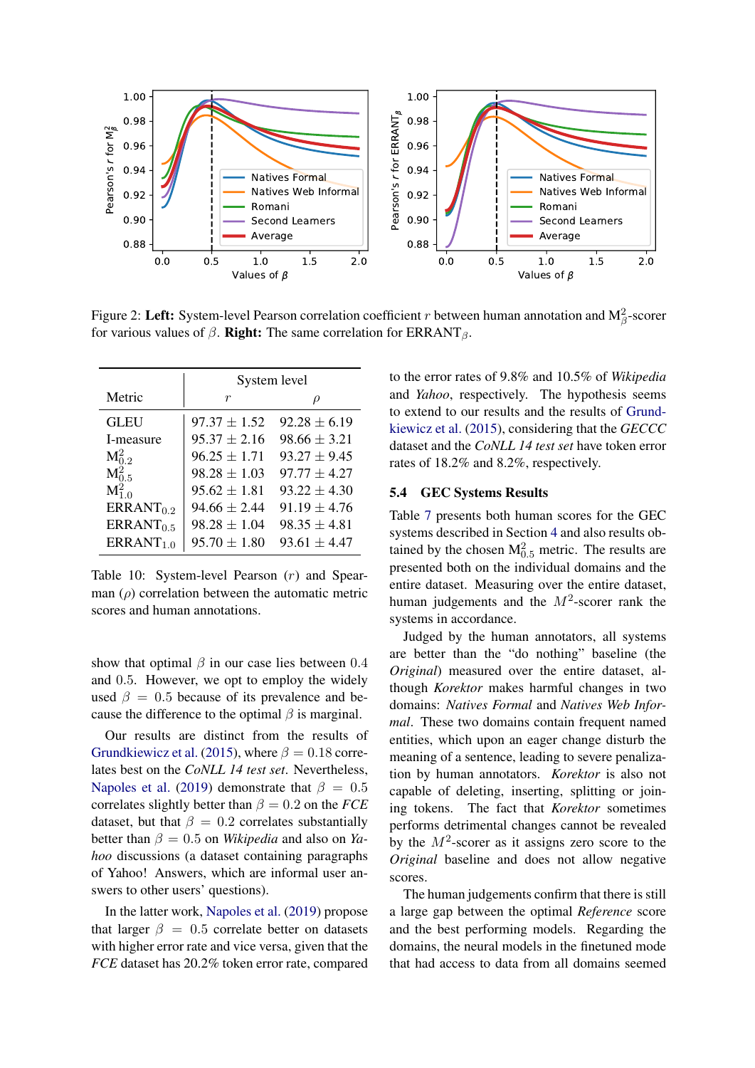Pearson's r for $M^2_\beta$

1.00
0.98
0.96
0.94
0.92
0.90
0.88

0.0 0.5 1.0 1.5 2.0

Values of $\beta$

Natives Formal
Natives Web Informal
Romani
Second Learners
Average

Pearson's r for $ERRANT_\beta$

1.00
0.98
0.96
0.94
0.92
0.90
0.88

0.0 0.5 1.0 1.5 2.0

Values of $\beta$

Natives Formal
Natives Web Informal
Romani
Second Learners
Average

Figure 2: **Left:** System-level Pearson correlation coefficient $r$ between human annotation and $M^2_\beta$-scorer for various values of $\beta$. **Right:** The same correlation for $ERRANT_\beta$.

| Metric | System level $r$ | System level $\rho$ |
|---|---|---|
| GLEU | $97.37 \pm 1.52$ | $92.28 \pm 6.19$ |
| I-measure | $95.37 \pm 2.16$ | $98.66 \pm 3.21$ |
| $M^2_{0.2}$ | $96.25 \pm 1.71$ | $93.27 \pm 9.45$ |
| $M^2_{0.5}$ | $98.28 \pm 1.03$ | $97.77 \pm 4.27$ |
| $M^2_{1.0}$ | $95.62 \pm 1.81$ | $93.22 \pm 4.30$ |
| $ERRANT_{0.2}$ | $94.66 \pm 2.44$ | $91.19 \pm 4.76$ |
| $ERRANT_{0.5}$ | $98.28 \pm 1.04$ | $98.35 \pm 4.81$ |
| $ERRANT_{1.0}$ | $95.70 \pm 1.80$ | $93.61 \pm 4.47$ |

Table 10: System-level Pearson ($r$) and Spearman ($\rho$) correlation between the automatic metric scores and human annotations.

show that optimal $\beta$ in our case lies between 0.4 and 0.5. However, we opt to employ the widely used $\beta = 0.5$ because of its prevalence and because the difference to the optimal $\beta$ is marginal.

Our results are distinct from the results of Grundkiewicz et al. (2015), where $\beta = 0.18$ correlates best on the *CoNLL 14 test set*. Nevertheless, Napoles et al. (2019) demonstrate that $\beta = 0.5$ correlates slightly better than $\beta = 0.2$ on the *FCE* dataset, but that $\beta = 0.2$ correlates substantially better than $\beta = 0.5$ on *Wikipedia* and also on *Yahoo* discussions (a dataset containing paragraphs of Yahoo! Answers, which are informal user answers to other users' questions).

In the latter work, Napoles et al. (2019) propose that larger $\beta = 0.5$ correlate better on datasets with higher error rate and vice versa, given that the *FCE* dataset has 20.2% token error rate, compared to the error rates of 9.8% and 10.5% of *Wikipedia* and *Yahoo*, respectively. The hypothesis seems to extend to our results and the results of Grundkiewicz et al. (2015), considering that the *GECCC* dataset and the *CoNLL 14 test set* have token error rates of 18.2% and 8.2%, respectively.

### 5.4 GEC Systems Results

Table 7 presents both human scores for the GEC systems described in Section 4 and also results obtained by the chosen $M^2_{0.5}$ metric. The results are presented both on the individual domains and the entire dataset. Measuring over the entire dataset, human judgements and the $M^2$-scorer rank the systems in accordance.

Judged by the human annotators, all systems are better than the "do nothing" baseline (the *Original*) measured over the entire dataset, although *Korektor* makes harmful changes in two domains: *Natives Formal* and *Natives Web Informal*. These two domains contain frequent named entities, which upon an eager change disturb the meaning of a sentence, leading to severe penalization by human annotators. *Korektor* is also not capable of deleting, inserting, splitting or joining tokens. The fact that *Korektor* sometimes performs detrimental changes cannot be revealed by the $M^2$-scorer as it assigns zero score to the *Original* baseline and does not allow negative scores.

The human judgements confirm that there is still a large gap between the optimal *Reference* score and the best performing models. Regarding the domains, the neural models in the finetuned mode that had access to data from all domains seemed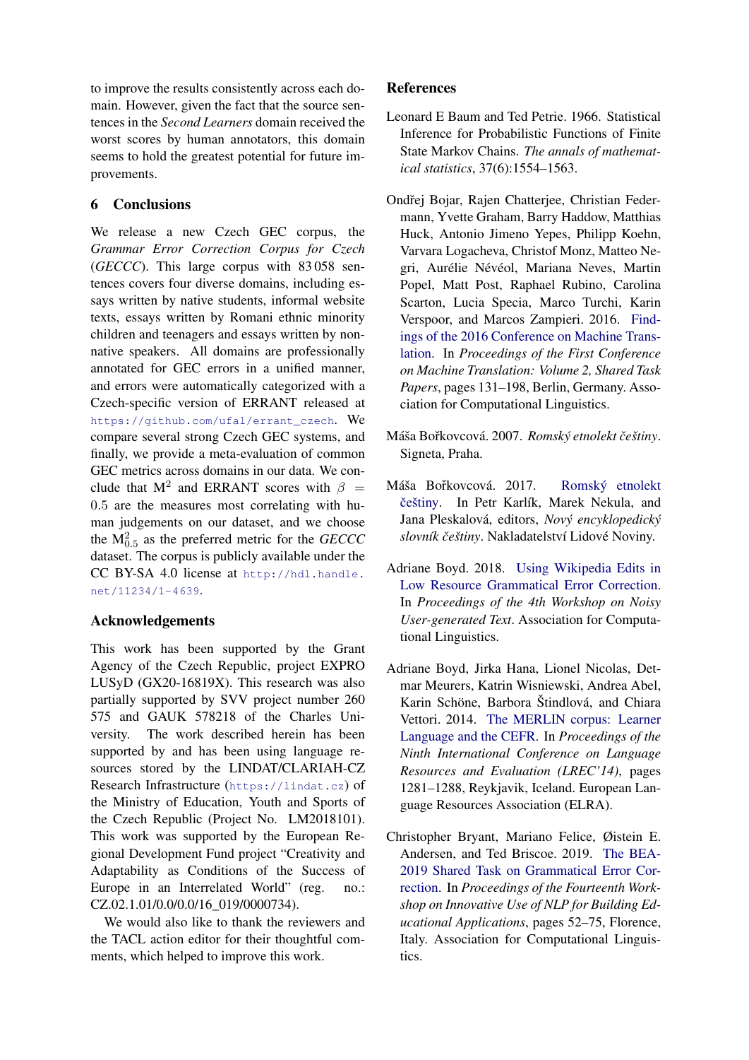to improve the results consistently across each domain. However, given the fact that the source sentences in the *Second Learners* domain received the worst scores by human annotators, this domain seems to hold the greatest potential for future improvements.

## 6 Conclusions

We release a new Czech GEC corpus, the *Grammar Error Correction Corpus for Czech* (*GECCC*). This large corpus with 83 058 sentences covers four diverse domains, including essays written by native students, informal website texts, essays written by Romani ethnic minority children and teenagers and essays written by non-native speakers. All domains are professionally annotated for GEC errors in a unified manner, and errors were automatically categorized with a Czech-specific version of ERRANT released at https://github.com/ufal/errant_czech. We compare several strong Czech GEC systems, and finally, we provide a meta-evaluation of common GEC metrics across domains in our data. We conclude that $M^2$ and ERRANT scores with $\beta = 0.5$ are the measures most correlating with human judgements on our dataset, and we choose the $M^2_{0.5}$ as the preferred metric for the *GECCC* dataset. The corpus is publicly available under the CC BY-SA 4.0 license at http://hdl.handle.net/11234/1-4639.

## Acknowledgements

This work has been supported by the Grant Agency of the Czech Republic, project EXPRO LUSyD (GX20-16819X). This research was also partially supported by SVV project number 260 575 and GAUK 578218 of the Charles University. The work described herein has been supported by and has been using language resources stored by the LINDAT/CLARIAH-CZ Research Infrastructure (https://lindat.cz) of the Ministry of Education, Youth and Sports of the Czech Republic (Project No. LM2018101). This work was supported by the European Regional Development Fund project "Creativity and Adaptability as Conditions of the Success of Europe in an Interrelated World" (reg. no.: CZ.02.1.01/0.0/0.0/16_019/0000734).

We would also like to thank the reviewers and the TACL action editor for their thoughtful comments, which helped to improve this work.

## References

Leonard E Baum and Ted Petrie. 1966. Statistical Inference for Probabilistic Functions of Finite State Markov Chains. *The annals of mathematical statistics*, 37(6):1554–1563.

Ondřej Bojar, Rajen Chatterjee, Christian Federmann, Yvette Graham, Barry Haddow, Matthias Huck, Antonio Jimeno Yepes, Philipp Koehn, Varvara Logacheva, Christof Monz, Matteo Negri, Aurélie Névéol, Mariana Neves, Martin Popel, Matt Post, Raphael Rubino, Carolina Scarton, Lucia Specia, Marco Turchi, Karin Verspoor, and Marcos Zampieri. 2016. Findings of the 2016 Conference on Machine Translation. In *Proceedings of the First Conference on Machine Translation: Volume 2, Shared Task Papers*, pages 131–198, Berlin, Germany. Association for Computational Linguistics.

Máša Bořkovcová. 2007. *Romský etnolekt češtiny*. Signeta, Praha.

Máša Bořkovcová. 2017. Romský etnolekt češtiny. In Petr Karlík, Marek Nekula, and Jana Pleskalová, editors, *Nový encyklopedický slovník češtiny*. Nakladatelství Lidové Noviny.

Adriane Boyd. 2018. Using Wikipedia Edits in Low Resource Grammatical Error Correction. In *Proceedings of the 4th Workshop on Noisy User-generated Text*. Association for Computational Linguistics.

Adriane Boyd, Jirka Hana, Lionel Nicolas, Detmar Meurers, Katrin Wisniewski, Andrea Abel, Karin Schöne, Barbora Štindlová, and Chiara Vettori. 2014. The MERLIN corpus: Learner Language and the CEFR. In *Proceedings of the Ninth International Conference on Language Resources and Evaluation (LREC'14)*, pages 1281–1288, Reykjavik, Iceland. European Language Resources Association (ELRA).

Christopher Bryant, Mariano Felice, Øistein E. Andersen, and Ted Briscoe. 2019. The BEA-2019 Shared Task on Grammatical Error Correction. In *Proceedings of the Fourteenth Workshop on Innovative Use of NLP for Building Educational Applications*, pages 52–75, Florence, Italy. Association for Computational Linguistics.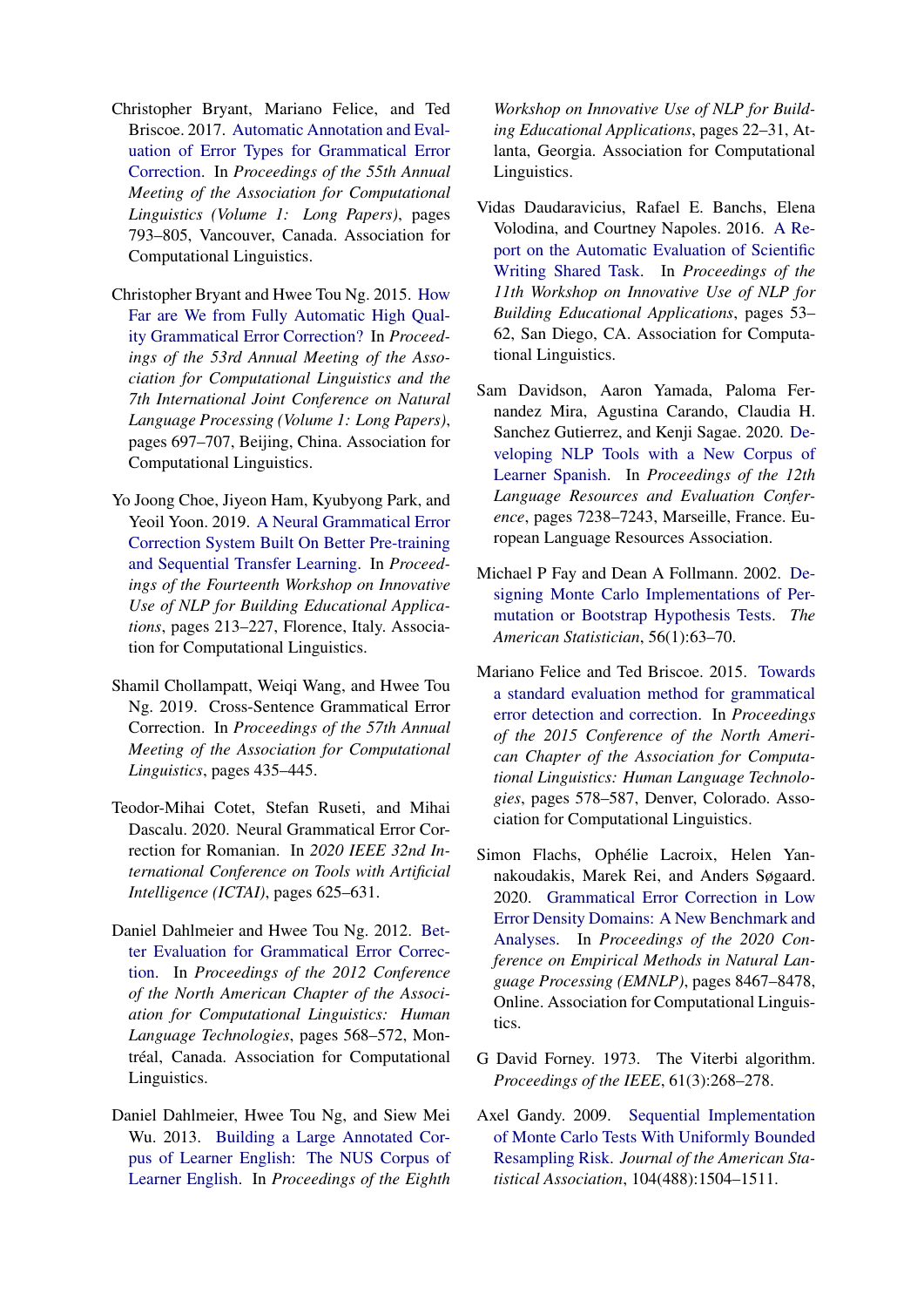Christopher Bryant, Mariano Felice, and Ted Briscoe. 2017. Automatic Annotation and Evaluation of Error Types for Grammatical Error Correction. In *Proceedings of the 55th Annual Meeting of the Association for Computational Linguistics (Volume 1: Long Papers)*, pages 793–805, Vancouver, Canada. Association for Computational Linguistics.

Christopher Bryant and Hwee Tou Ng. 2015. How Far are We from Fully Automatic High Quality Grammatical Error Correction? In *Proceedings of the 53rd Annual Meeting of the Association for Computational Linguistics and the 7th International Joint Conference on Natural Language Processing (Volume 1: Long Papers)*, pages 697–707, Beijing, China. Association for Computational Linguistics.

Yo Joong Choe, Jiyeon Ham, Kyubyong Park, and Yeoil Yoon. 2019. A Neural Grammatical Error Correction System Built On Better Pre-training and Sequential Transfer Learning. In *Proceedings of the Fourteenth Workshop on Innovative Use of NLP for Building Educational Applications*, pages 213–227, Florence, Italy. Association for Computational Linguistics.

Shamil Chollampatt, Weiqi Wang, and Hwee Tou Ng. 2019. Cross-Sentence Grammatical Error Correction. In *Proceedings of the 57th Annual Meeting of the Association for Computational Linguistics*, pages 435–445.

Teodor-Mihai Cotet, Stefan Ruseti, and Mihai Dascalu. 2020. Neural Grammatical Error Correction for Romanian. In *2020 IEEE 32nd International Conference on Tools with Artificial Intelligence (ICTAI)*, pages 625–631.

Daniel Dahlmeier and Hwee Tou Ng. 2012. Better Evaluation for Grammatical Error Correction. In *Proceedings of the 2012 Conference of the North American Chapter of the Association for Computational Linguistics: Human Language Technologies*, pages 568–572, Montréal, Canada. Association for Computational Linguistics.

Daniel Dahlmeier, Hwee Tou Ng, and Siew Mei Wu. 2013. Building a Large Annotated Corpus of Learner English: The NUS Corpus of Learner English. In *Proceedings of the Eighth Workshop on Innovative Use of NLP for Building Educational Applications*, pages 22–31, Atlanta, Georgia. Association for Computational Linguistics.

Vidas Daudaravicius, Rafael E. Banchs, Elena Volodina, and Courtney Napoles. 2016. A Report on the Automatic Evaluation of Scientific Writing Shared Task. In *Proceedings of the 11th Workshop on Innovative Use of NLP for Building Educational Applications*, pages 53–62, San Diego, CA. Association for Computational Linguistics.

Sam Davidson, Aaron Yamada, Paloma Fernandez Mira, Agustina Carando, Claudia H. Sanchez Gutierrez, and Kenji Sagae. 2020. Developing NLP Tools with a New Corpus of Learner Spanish. In *Proceedings of the 12th Language Resources and Evaluation Conference*, pages 7238–7243, Marseille, France. European Language Resources Association.

Michael P Fay and Dean A Follmann. 2002. Designing Monte Carlo Implementations of Permutation or Bootstrap Hypothesis Tests. *The American Statistician*, 56(1):63–70.

Mariano Felice and Ted Briscoe. 2015. Towards a standard evaluation method for grammatical error detection and correction. In *Proceedings of the 2015 Conference of the North American Chapter of the Association for Computational Linguistics: Human Language Technologies*, pages 578–587, Denver, Colorado. Association for Computational Linguistics.

Simon Flachs, Ophélie Lacroix, Helen Yannakoudakis, Marek Rei, and Anders Søgaard. 2020. Grammatical Error Correction in Low Error Density Domains: A New Benchmark and Analyses. In *Proceedings of the 2020 Conference on Empirical Methods in Natural Language Processing (EMNLP)*, pages 8467–8478, Online. Association for Computational Linguistics.

G David Forney. 1973. The Viterbi algorithm. *Proceedings of the IEEE*, 61(3):268–278.

Axel Gandy. 2009. Sequential Implementation of Monte Carlo Tests With Uniformly Bounded Resampling Risk. *Journal of the American Statistical Association*, 104(488):1504–1511.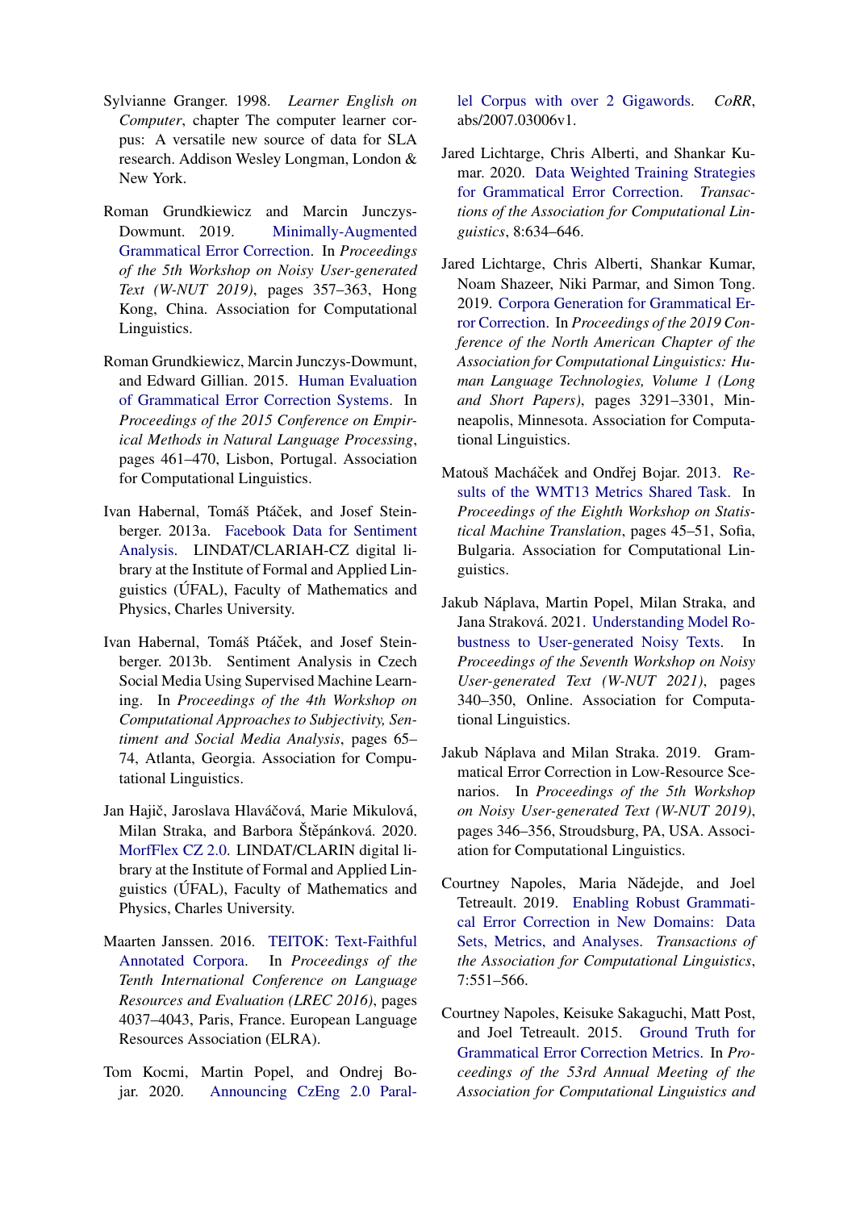Sylvianne Granger. 1998. *Learner English on Computer*, chapter The computer learner corpus: A versatile new source of data for SLA research. Addison Wesley Longman, London & New York.

Roman Grundkiewicz and Marcin Junczys-Dowmunt. 2019. Minimally-Augmented Grammatical Error Correction. In *Proceedings of the 5th Workshop on Noisy User-generated Text (W-NUT 2019)*, pages 357–363, Hong Kong, China. Association for Computational Linguistics.

Roman Grundkiewicz, Marcin Junczys-Dowmunt, and Edward Gillian. 2015. Human Evaluation of Grammatical Error Correction Systems. In *Proceedings of the 2015 Conference on Empirical Methods in Natural Language Processing*, pages 461–470, Lisbon, Portugal. Association for Computational Linguistics.

Ivan Habernal, Tomáš Ptáček, and Josef Steinberger. 2013a. Facebook Data for Sentiment Analysis. LINDAT/CLARIAH-CZ digital library at the Institute of Formal and Applied Linguistics (ÚFAL), Faculty of Mathematics and Physics, Charles University.

Ivan Habernal, Tomáš Ptáček, and Josef Steinberger. 2013b. Sentiment Analysis in Czech Social Media Using Supervised Machine Learning. In *Proceedings of the 4th Workshop on Computational Approaches to Subjectivity, Sentiment and Social Media Analysis*, pages 65–74, Atlanta, Georgia. Association for Computational Linguistics.

Jan Hajič, Jaroslava Hlaváčová, Marie Mikulová, Milan Straka, and Barbora Štěpánková. 2020. MorfFlex CZ 2.0. LINDAT/CLARIN digital library at the Institute of Formal and Applied Linguistics (ÚFAL), Faculty of Mathematics and Physics, Charles University.

Maarten Janssen. 2016. TEITOK: Text-Faithful Annotated Corpora. In *Proceedings of the Tenth International Conference on Language Resources and Evaluation (LREC 2016)*, pages 4037–4043, Paris, France. European Language Resources Association (ELRA).

Tom Kocmi, Martin Popel, and Ondrej Bojar. 2020. Announcing CzEng 2.0 Parallel Corpus with over 2 Gigawords. *CoRR*, abs/2007.03006v1.

Jared Lichtarge, Chris Alberti, and Shankar Kumar. 2020. Data Weighted Training Strategies for Grammatical Error Correction. *Transactions of the Association for Computational Linguistics*, 8:634–646.

Jared Lichtarge, Chris Alberti, Shankar Kumar, Noam Shazeer, Niki Parmar, and Simon Tong. 2019. Corpora Generation for Grammatical Error Correction. In *Proceedings of the 2019 Conference of the North American Chapter of the Association for Computational Linguistics: Human Language Technologies, Volume 1 (Long and Short Papers)*, pages 3291–3301, Minneapolis, Minnesota. Association for Computational Linguistics.

Matouš Macháček and Ondřej Bojar. 2013. Results of the WMT13 Metrics Shared Task. In *Proceedings of the Eighth Workshop on Statistical Machine Translation*, pages 45–51, Sofia, Bulgaria. Association for Computational Linguistics.

Jakub Náplava, Martin Popel, Milan Straka, and Jana Straková. 2021. Understanding Model Robustness to User-generated Noisy Texts. In *Proceedings of the Seventh Workshop on Noisy User-generated Text (W-NUT 2021)*, pages 340–350, Online. Association for Computational Linguistics.

Jakub Náplava and Milan Straka. 2019. Grammatical Error Correction in Low-Resource Scenarios. In *Proceedings of the 5th Workshop on Noisy User-generated Text (W-NUT 2019)*, pages 346–356, Stroudsburg, PA, USA. Association for Computational Linguistics.

Courtney Napoles, Maria Nădejde, and Joel Tetreault. 2019. Enabling Robust Grammatical Error Correction in New Domains: Data Sets, Metrics, and Analyses. *Transactions of the Association for Computational Linguistics*, 7:551–566.

Courtney Napoles, Keisuke Sakaguchi, Matt Post, and Joel Tetreault. 2015. Ground Truth for Grammatical Error Correction Metrics. In *Proceedings of the 53rd Annual Meeting of the Association for Computational Linguistics and*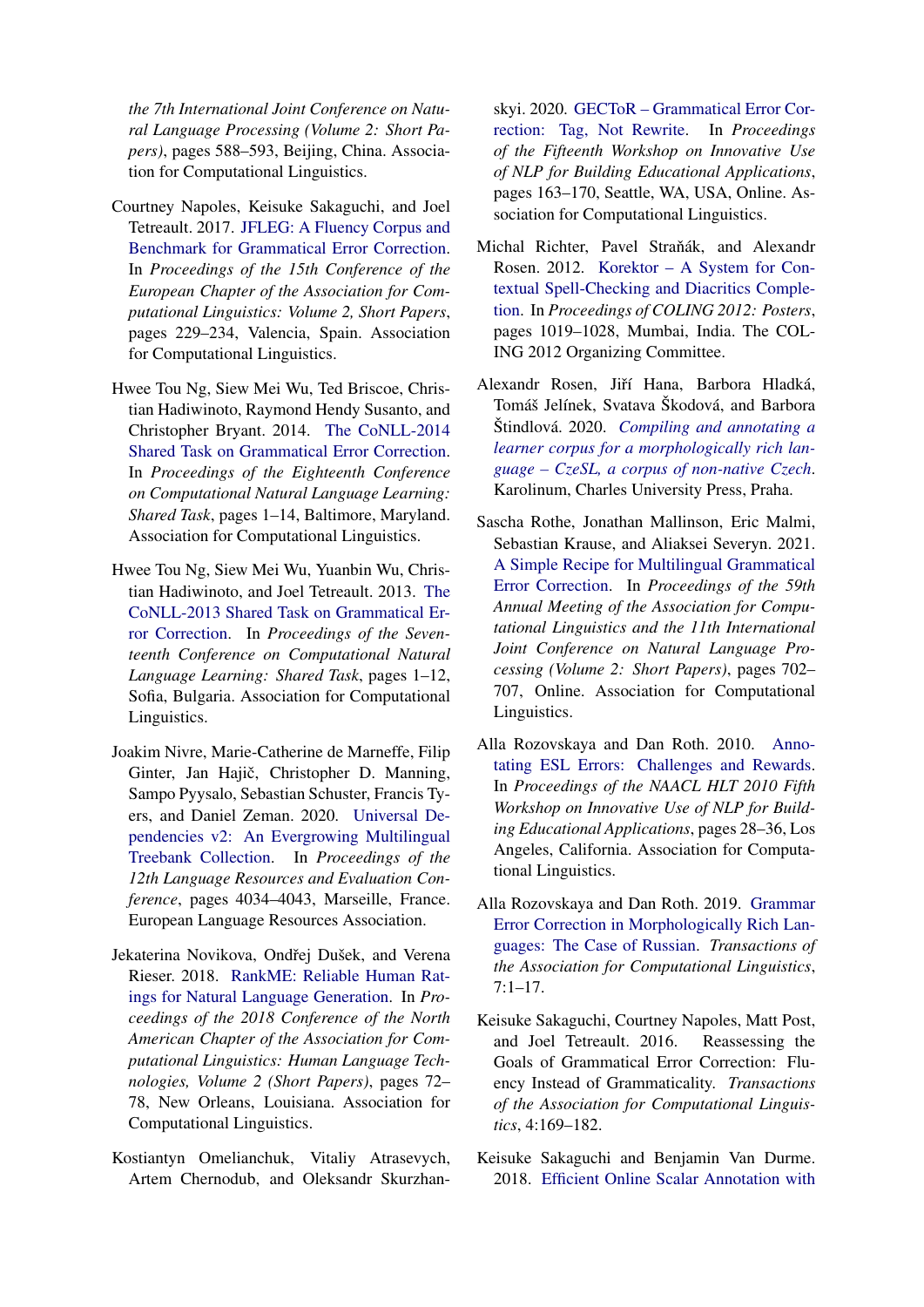the 7th International Joint Conference on Natural Language Processing (Volume 2: Short Papers)*, pages 588–593, Beijing, China. Association for Computational Linguistics.

Courtney Napoles, Keisuke Sakaguchi, and Joel Tetreault. 2017. JFLEG: A Fluency Corpus and Benchmark for Grammatical Error Correction. In *Proceedings of the 15th Conference of the European Chapter of the Association for Computational Linguistics: Volume 2, Short Papers*, pages 229–234, Valencia, Spain. Association for Computational Linguistics.

Hwee Tou Ng, Siew Mei Wu, Ted Briscoe, Christian Hadiwinoto, Raymond Hendy Susanto, and Christopher Bryant. 2014. The CoNLL-2014 Shared Task on Grammatical Error Correction. In *Proceedings of the Eighteenth Conference on Computational Natural Language Learning: Shared Task*, pages 1–14, Baltimore, Maryland. Association for Computational Linguistics.

Hwee Tou Ng, Siew Mei Wu, Yuanbin Wu, Christian Hadiwinoto, and Joel Tetreault. 2013. The CoNLL-2013 Shared Task on Grammatical Error Correction. In *Proceedings of the Seventeenth Conference on Computational Natural Language Learning: Shared Task*, pages 1–12, Sofia, Bulgaria. Association for Computational Linguistics.

Joakim Nivre, Marie-Catherine de Marneffe, Filip Ginter, Jan Hajič, Christopher D. Manning, Sampo Pyysalo, Sebastian Schuster, Francis Tyers, and Daniel Zeman. 2020. Universal Dependencies v2: An Evergrowing Multilingual Treebank Collection. In *Proceedings of the 12th Language Resources and Evaluation Conference*, pages 4034–4043, Marseille, France. European Language Resources Association.

Jekaterina Novikova, Ondřej Dušek, and Verena Rieser. 2018. RankME: Reliable Human Ratings for Natural Language Generation. In *Proceedings of the 2018 Conference of the North American Chapter of the Association for Computational Linguistics: Human Language Technologies, Volume 2 (Short Papers)*, pages 72–78, New Orleans, Louisiana. Association for Computational Linguistics.

Kostiantyn Omelianchuk, Vitaliy Atrasevych, Artem Chernodub, and Oleksandr Skurzhanskyi. 2020. GECToR – Grammatical Error Correction: Tag, Not Rewrite. In *Proceedings of the Fifteenth Workshop on Innovative Use of NLP for Building Educational Applications*, pages 163–170, Seattle, WA, USA, Online. Association for Computational Linguistics.

Michal Richter, Pavel Straňák, and Alexandr Rosen. 2012. Korektor – A System for Contextual Spell-Checking and Diacritics Completion. In *Proceedings of COLING 2012: Posters*, pages 1019–1028, Mumbai, India. The COLING 2012 Organizing Committee.

Alexandr Rosen, Jiří Hana, Barbora Hladká, Tomáš Jelínek, Svatava Škodová, and Barbora Štindlová. 2020. *Compiling and annotating a learner corpus for a morphologically rich language – CzeSL, a corpus of non-native Czech*. Karolinum, Charles University Press, Praha.

Sascha Rothe, Jonathan Mallinson, Eric Malmi, Sebastian Krause, and Aliaksei Severyn. 2021. A Simple Recipe for Multilingual Grammatical Error Correction. In *Proceedings of the 59th Annual Meeting of the Association for Computational Linguistics and the 11th International Joint Conference on Natural Language Processing (Volume 2: Short Papers)*, pages 702–707, Online. Association for Computational Linguistics.

Alla Rozovskaya and Dan Roth. 2010. Annotating ESL Errors: Challenges and Rewards. In *Proceedings of the NAACL HLT 2010 Fifth Workshop on Innovative Use of NLP for Building Educational Applications*, pages 28–36, Los Angeles, California. Association for Computational Linguistics.

Alla Rozovskaya and Dan Roth. 2019. Grammar Error Correction in Morphologically Rich Languages: The Case of Russian. *Transactions of the Association for Computational Linguistics*, 7:1–17.

Keisuke Sakaguchi, Courtney Napoles, Matt Post, and Joel Tetreault. 2016. Reassessing the Goals of Grammatical Error Correction: Fluency Instead of Grammaticality. *Transactions of the Association for Computational Linguistics*, 4:169–182.

Keisuke Sakaguchi and Benjamin Van Durme. 2018. Efficient Online Scalar Annotation with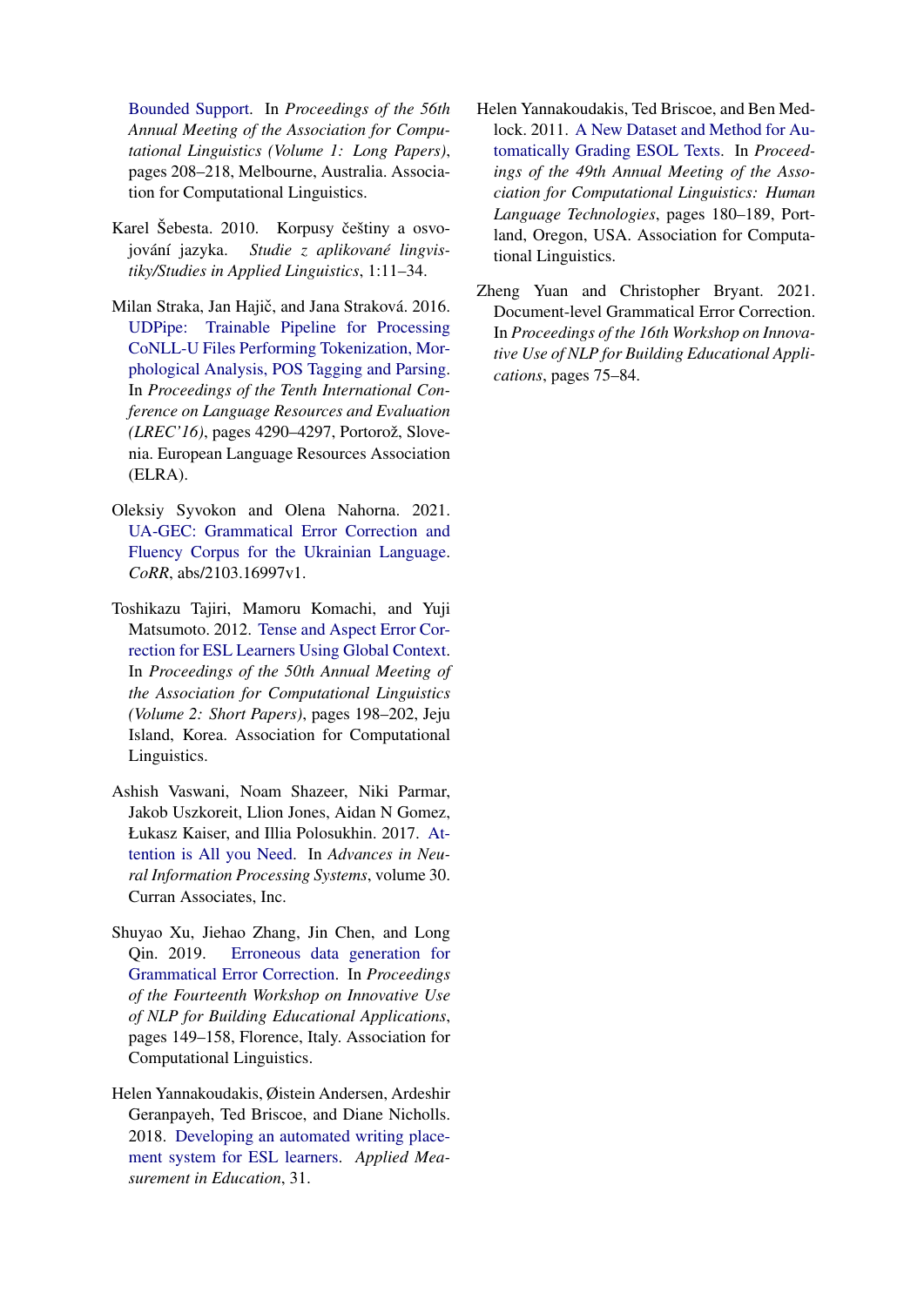Bounded Support. In *Proceedings of the 56th Annual Meeting of the Association for Computational Linguistics (Volume 1: Long Papers)*, pages 208–218, Melbourne, Australia. Association for Computational Linguistics.

Karel Šebesta. 2010. Korpusy češtiny a osvojování jazyka. *Studie z aplikované lingvistiky/Studies in Applied Linguistics*, 1:11–34.

Milan Straka, Jan Hajič, and Jana Straková. 2016. UDPipe: Trainable Pipeline for Processing CoNLL-U Files Performing Tokenization, Morphological Analysis, POS Tagging and Parsing. In *Proceedings of the Tenth International Conference on Language Resources and Evaluation (LREC'16)*, pages 4290–4297, Portorož, Slovenia. European Language Resources Association (ELRA).

Oleksiy Syvokon and Olena Nahorna. 2021. UA-GEC: Grammatical Error Correction and Fluency Corpus for the Ukrainian Language. *CoRR*, abs/2103.16997v1.

Toshikazu Tajiri, Mamoru Komachi, and Yuji Matsumoto. 2012. Tense and Aspect Error Correction for ESL Learners Using Global Context. In *Proceedings of the 50th Annual Meeting of the Association for Computational Linguistics (Volume 2: Short Papers)*, pages 198–202, Jeju Island, Korea. Association for Computational Linguistics.

Ashish Vaswani, Noam Shazeer, Niki Parmar, Jakob Uszkoreit, Llion Jones, Aidan N Gomez, Łukasz Kaiser, and Illia Polosukhin. 2017. Attention is All you Need. In *Advances in Neural Information Processing Systems*, volume 30. Curran Associates, Inc.

Shuyao Xu, Jiehao Zhang, Jin Chen, and Long Qin. 2019. Erroneous data generation for Grammatical Error Correction. In *Proceedings of the Fourteenth Workshop on Innovative Use of NLP for Building Educational Applications*, pages 149–158, Florence, Italy. Association for Computational Linguistics.

Helen Yannakoudakis, Øistein Andersen, Ardeshir Geranpayeh, Ted Briscoe, and Diane Nicholls. 2018. Developing an automated writing placement system for ESL learners. *Applied Measurement in Education*, 31.

Helen Yannakoudakis, Ted Briscoe, and Ben Medlock. 2011. A New Dataset and Method for Automatically Grading ESOL Texts. In *Proceedings of the 49th Annual Meeting of the Association for Computational Linguistics: Human Language Technologies*, pages 180–189, Portland, Oregon, USA. Association for Computational Linguistics.

Zheng Yuan and Christopher Bryant. 2021. Document-level Grammatical Error Correction. In *Proceedings of the 16th Workshop on Innovative Use of NLP for Building Educational Applications*, pages 75–84.